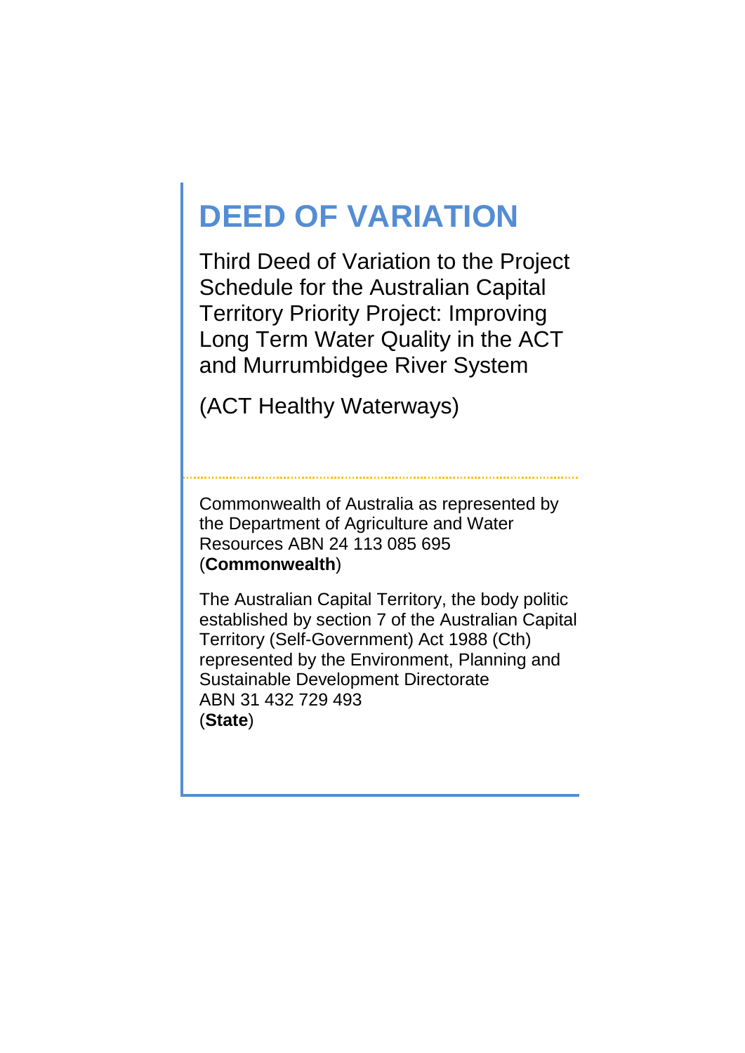# DEED OF VARIATION

Third Deed of Variation to the Project Schedule for the Australian Capital Territory Priority Project: Improving Long Term Water Quality in the ACT and Murrumbidgee River System

(ACT Healthy Waterways)

---

Commonwealth of Australia as represented by the Department of Agriculture and Water Resources ABN 24 113 085 695
(**Commonwealth**)

The Australian Capital Territory, the body politic established by section 7 of the Australian Capital Territory (Self-Government) Act 1988 (Cth) represented by the Environment, Planning and Sustainable Development Directorate
ABN 31 432 729 493
(**State**)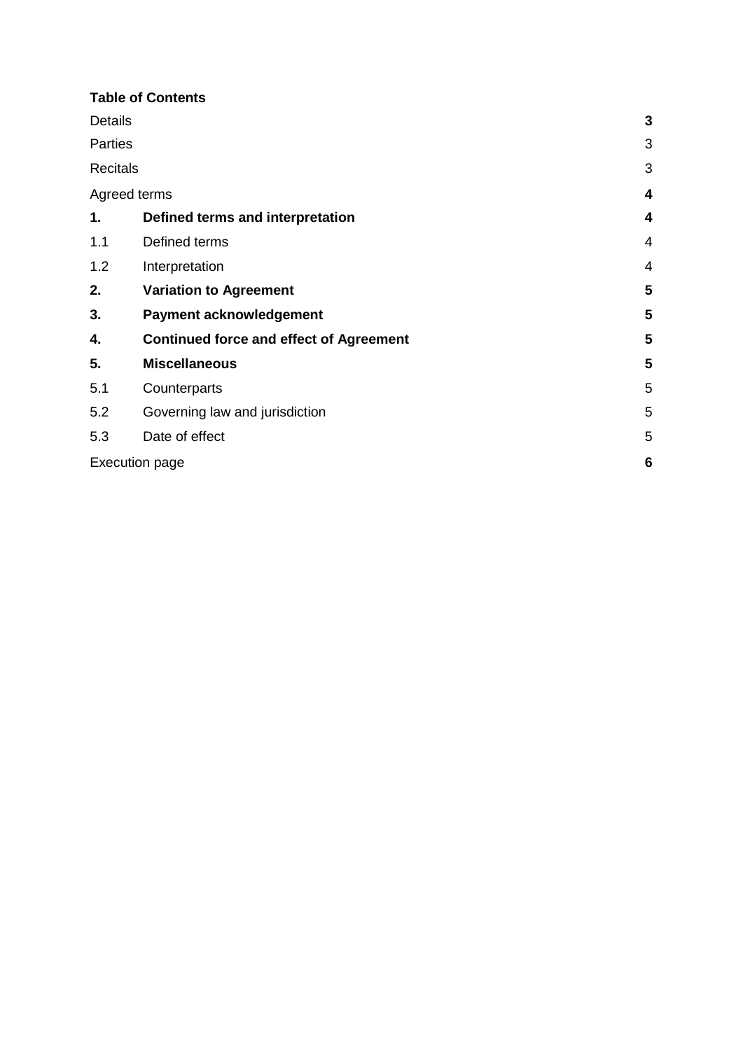**Table of Contents**

| | | |
|---|---|---|
| Details | | **3** |
| Parties | | 3 |
| Recitals | | 3 |
| Agreed terms | | **4** |
| **1.** | **Defined terms and interpretation** | **4** |
| 1.1 | Defined terms | 4 |
| 1.2 | Interpretation | 4 |
| **2.** | **Variation to Agreement** | **5** |
| **3.** | **Payment acknowledgement** | **5** |
| **4.** | **Continued force and effect of Agreement** | **5** |
| **5.** | **Miscellaneous** | **5** |
| 5.1 | Counterparts | 5 |
| 5.2 | Governing law and jurisdiction | 5 |
| 5.3 | Date of effect | 5 |
| Execution page | | **6** |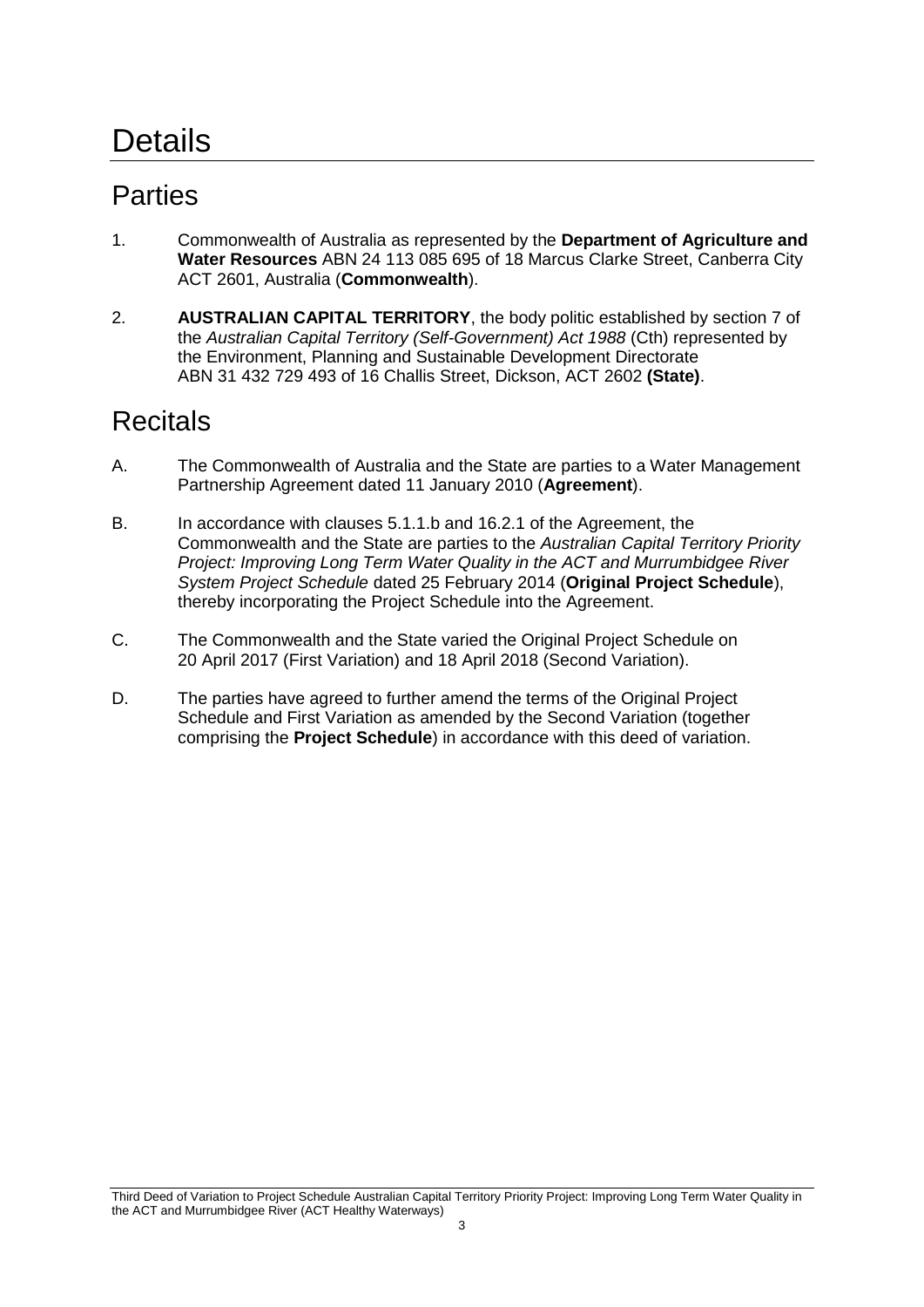# Details

## Parties

1. Commonwealth of Australia as represented by the **Department of Agriculture and Water Resources** ABN 24 113 085 695 of 18 Marcus Clarke Street, Canberra City ACT 2601, Australia (**Commonwealth**).

2. **AUSTRALIAN CAPITAL TERRITORY**, the body politic established by section 7 of the *Australian Capital Territory (Self-Government) Act 1988* (Cth) represented by the Environment, Planning and Sustainable Development Directorate ABN 31 432 729 493 of 16 Challis Street, Dickson, ACT 2602 **(State)**.

## Recitals

A. The Commonwealth of Australia and the State are parties to a Water Management Partnership Agreement dated 11 January 2010 (**Agreement**).

B. In accordance with clauses 5.1.1.b and 16.2.1 of the Agreement, the Commonwealth and the State are parties to the *Australian Capital Territory Priority Project: Improving Long Term Water Quality in the ACT and Murrumbidgee River System Project Schedule* dated 25 February 2014 (**Original Project Schedule**), thereby incorporating the Project Schedule into the Agreement.

C. The Commonwealth and the State varied the Original Project Schedule on 20 April 2017 (First Variation) and 18 April 2018 (Second Variation).

D. The parties have agreed to further amend the terms of the Original Project Schedule and First Variation as amended by the Second Variation (together comprising the **Project Schedule**) in accordance with this deed of variation.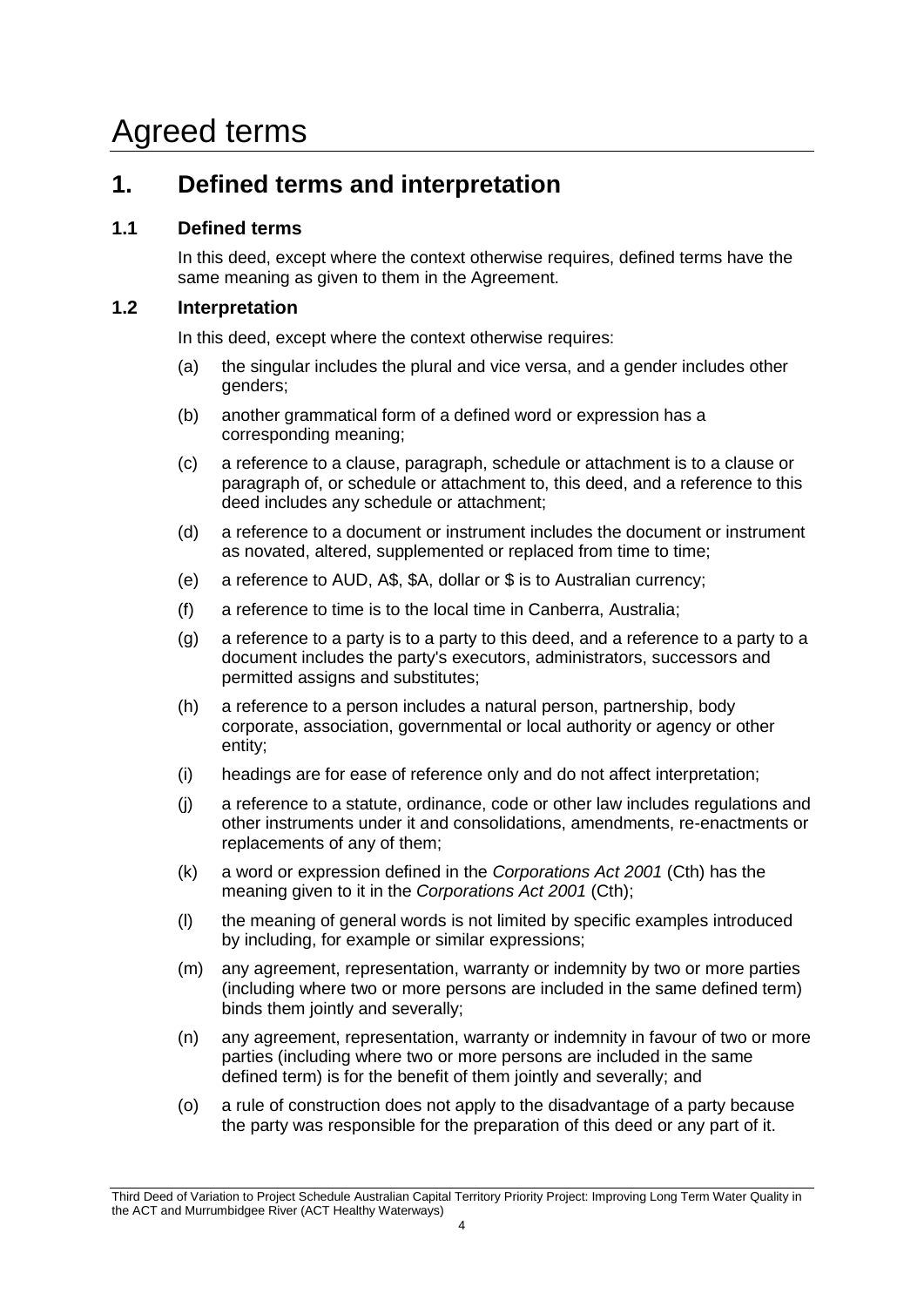# Agreed terms

## 1. Defined terms and interpretation

### 1.1 Defined terms

In this deed, except where the context otherwise requires, defined terms have the same meaning as given to them in the Agreement.

### 1.2 Interpretation

In this deed, except where the context otherwise requires:

(a) the singular includes the plural and vice versa, and a gender includes other genders;

(b) another grammatical form of a defined word or expression has a corresponding meaning;

(c) a reference to a clause, paragraph, schedule or attachment is to a clause or paragraph of, or schedule or attachment to, this deed, and a reference to this deed includes any schedule or attachment;

(d) a reference to a document or instrument includes the document or instrument as novated, altered, supplemented or replaced from time to time;

(e) a reference to AUD, A$, $A, dollar or $ is to Australian currency;

(f) a reference to time is to the local time in Canberra, Australia;

(g) a reference to a party is to a party to this deed, and a reference to a party to a document includes the party's executors, administrators, successors and permitted assigns and substitutes;

(h) a reference to a person includes a natural person, partnership, body corporate, association, governmental or local authority or agency or other entity;

(i) headings are for ease of reference only and do not affect interpretation;

(j) a reference to a statute, ordinance, code or other law includes regulations and other instruments under it and consolidations, amendments, re-enactments or replacements of any of them;

(k) a word or expression defined in the *Corporations Act 2001* (Cth) has the meaning given to it in the *Corporations Act 2001* (Cth);

(l) the meaning of general words is not limited by specific examples introduced by including, for example or similar expressions;

(m) any agreement, representation, warranty or indemnity by two or more parties (including where two or more persons are included in the same defined term) binds them jointly and severally;

(n) any agreement, representation, warranty or indemnity in favour of two or more parties (including where two or more persons are included in the same defined term) is for the benefit of them jointly and severally; and

(o) a rule of construction does not apply to the disadvantage of a party because the party was responsible for the preparation of this deed or any part of it.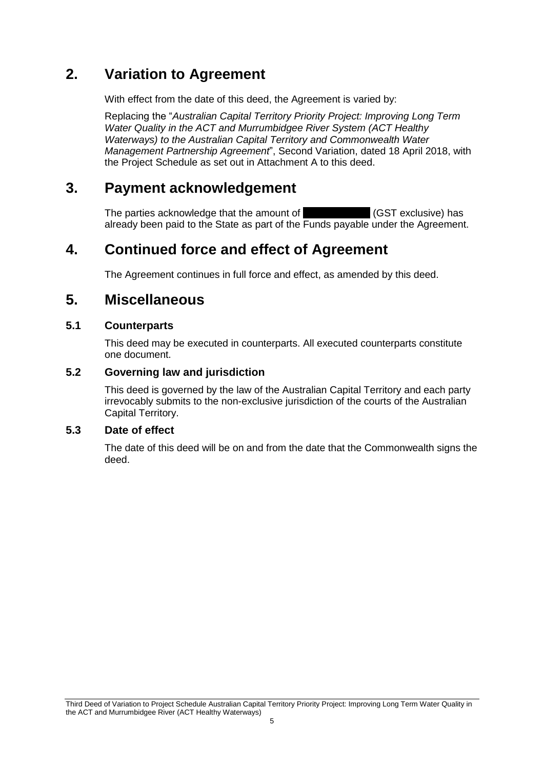# 2. Variation to Agreement

With effect from the date of this deed, the Agreement is varied by:

Replacing the "*Australian Capital Territory Priority Project: Improving Long Term Water Quality in the ACT and Murrumbidgee River System (ACT Healthy Waterways) to the Australian Capital Territory and Commonwealth Water Management Partnership Agreement*", Second Variation, dated 18 April 2018, with the Project Schedule as set out in Attachment A to this deed.

# 3. Payment acknowledgement

The parties acknowledge that the amount of [redacted] (GST exclusive) has already been paid to the State as part of the Funds payable under the Agreement.

# 4. Continued force and effect of Agreement

The Agreement continues in full force and effect, as amended by this deed.

# 5. Miscellaneous

## 5.1 Counterparts

This deed may be executed in counterparts. All executed counterparts constitute one document.

## 5.2 Governing law and jurisdiction

This deed is governed by the law of the Australian Capital Territory and each party irrevocably submits to the non-exclusive jurisdiction of the courts of the Australian Capital Territory.

## 5.3 Date of effect

The date of this deed will be on and from the date that the Commonwealth signs the deed.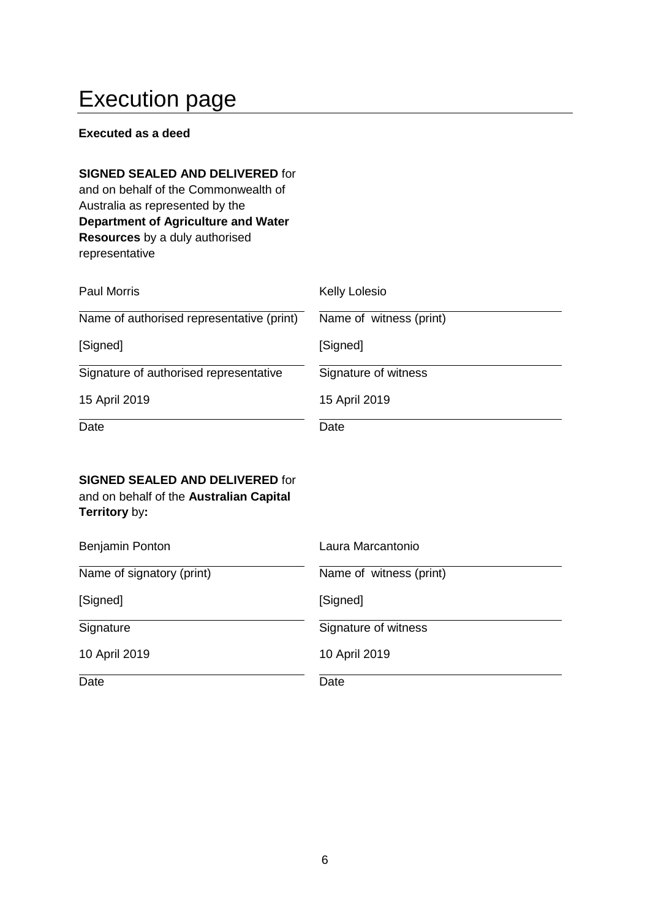# Execution page

**Executed as a deed**

**SIGNED SEALED AND DELIVERED** for and on behalf of the Commonwealth of Australia as represented by the **Department of Agriculture and Water Resources** by a duly authorised representative

| | |
|---|---|
| Paul Morris | Kelly Lolesio |
| Name of authorised representative (print) | Name of witness (print) |
| [Signed] | [Signed] |
| Signature of authorised representative | Signature of witness |
| 15 April 2019 | 15 April 2019 |
| Date | Date |

**SIGNED SEALED AND DELIVERED** for and on behalf of the **Australian Capital Territory** by**:**

| | |
|---|---|
| Benjamin Ponton | Laura Marcantonio |
| Name of signatory (print) | Name of witness (print) |
| [Signed] | [Signed] |
| Signature | Signature of witness |
| 10 April 2019 | 10 April 2019 |
| Date | Date |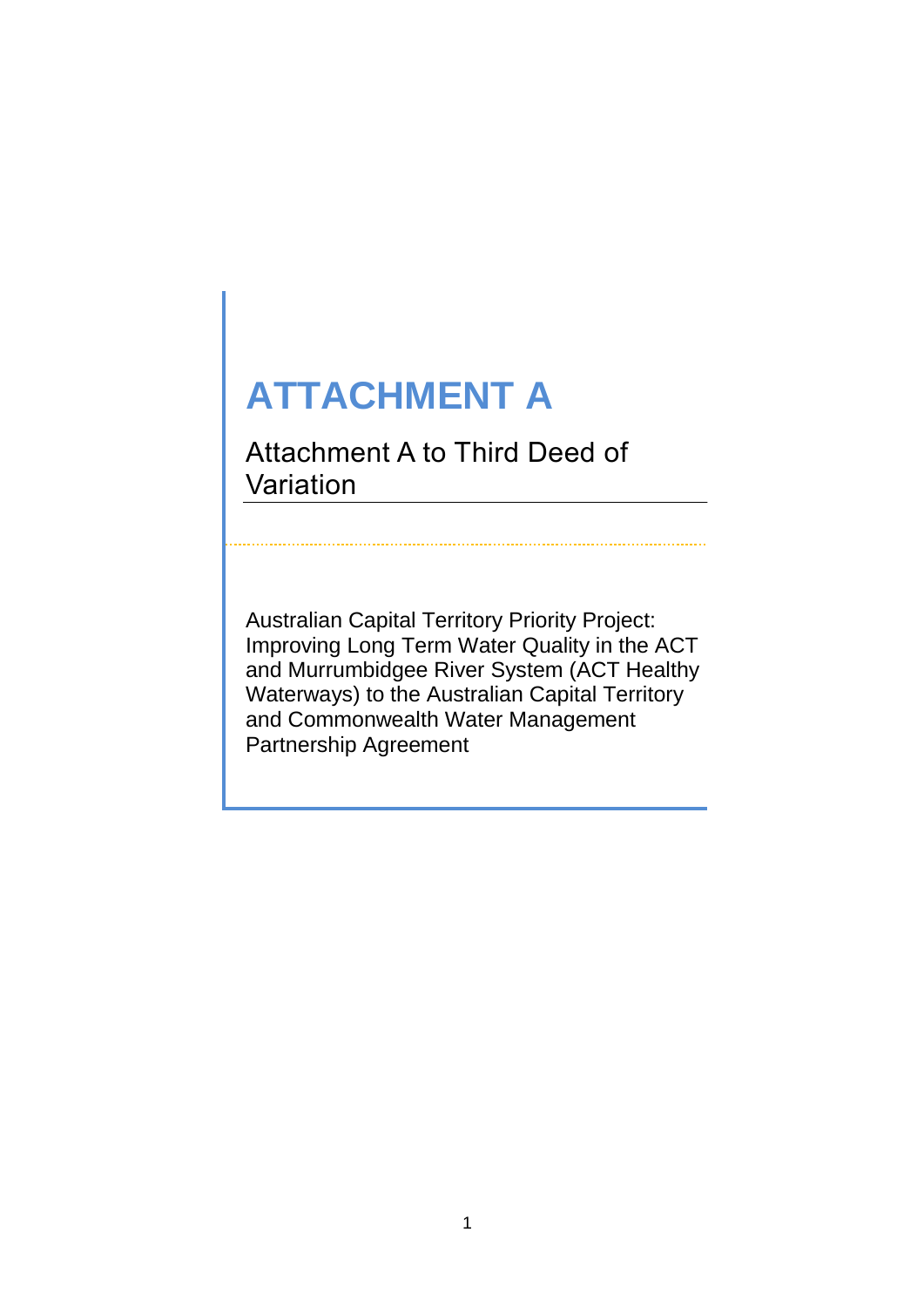# ATTACHMENT A

## Attachment A to Third Deed of Variation

Australian Capital Territory Priority Project: Improving Long Term Water Quality in the ACT and Murrumbidgee River System (ACT Healthy Waterways) to the Australian Capital Territory and Commonwealth Water Management Partnership Agreement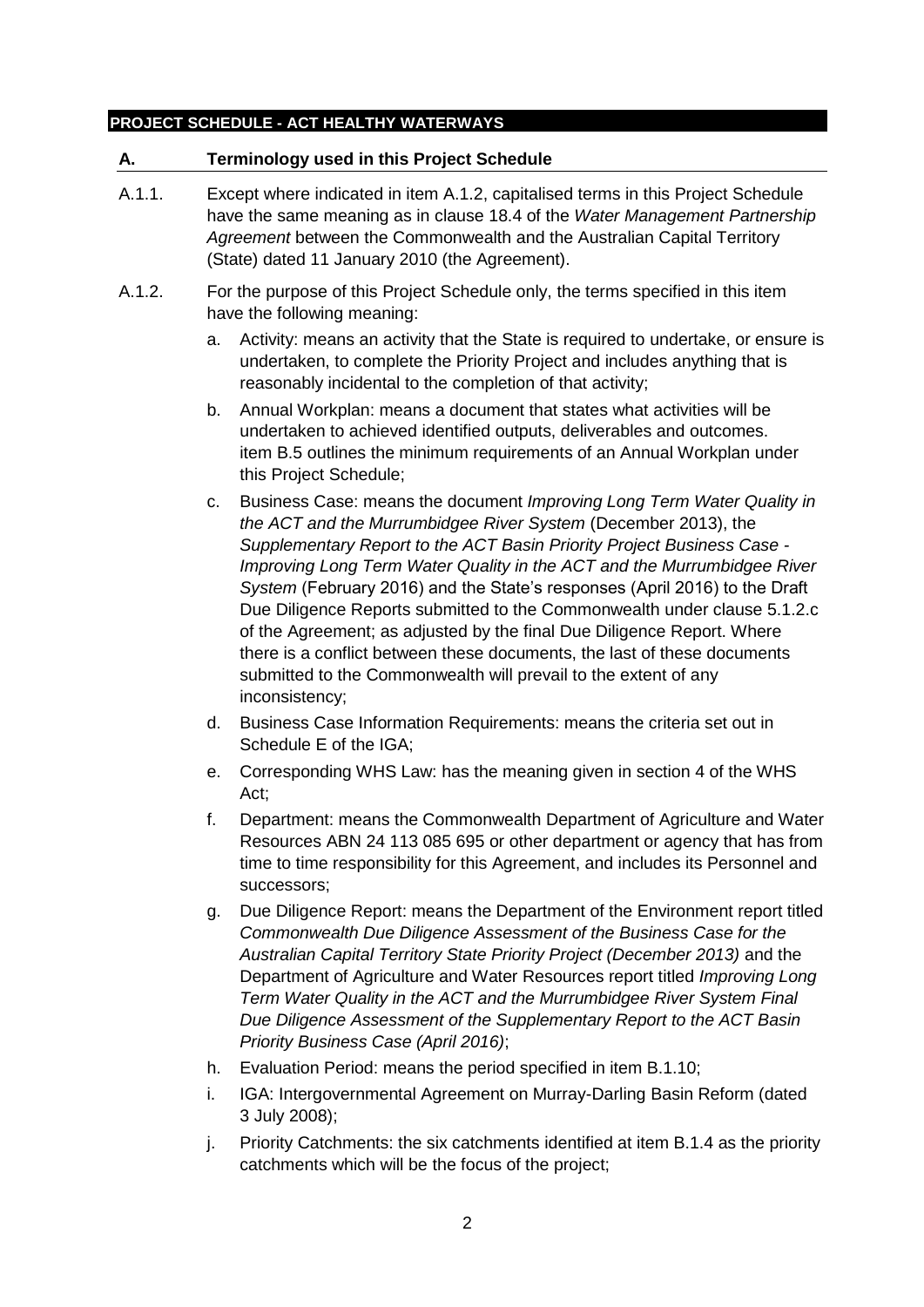## PROJECT SCHEDULE - ACT HEALTHY WATERWAYS

### A. Terminology used in this Project Schedule

A.1.1. Except where indicated in item A.1.2, capitalised terms in this Project Schedule have the same meaning as in clause 18.4 of the *Water Management Partnership Agreement* between the Commonwealth and the Australian Capital Territory (State) dated 11 January 2010 (the Agreement).

A.1.2. For the purpose of this Project Schedule only, the terms specified in this item have the following meaning:

a. Activity: means an activity that the State is required to undertake, or ensure is undertaken, to complete the Priority Project and includes anything that is reasonably incidental to the completion of that activity;

b. Annual Workplan: means a document that states what activities will be undertaken to achieved identified outputs, deliverables and outcomes. item B.5 outlines the minimum requirements of an Annual Workplan under this Project Schedule;

c. Business Case: means the document *Improving Long Term Water Quality in the ACT and the Murrumbidgee River System* (December 2013), the *Supplementary Report to the ACT Basin Priority Project Business Case - Improving Long Term Water Quality in the ACT and the Murrumbidgee River System* (February 2016) and the State's responses (April 2016) to the Draft Due Diligence Reports submitted to the Commonwealth under clause 5.1.2.c of the Agreement; as adjusted by the final Due Diligence Report. Where there is a conflict between these documents, the last of these documents submitted to the Commonwealth will prevail to the extent of any inconsistency;

d. Business Case Information Requirements: means the criteria set out in Schedule E of the IGA;

e. Corresponding WHS Law: has the meaning given in section 4 of the WHS Act;

f. Department: means the Commonwealth Department of Agriculture and Water Resources ABN 24 113 085 695 or other department or agency that has from time to time responsibility for this Agreement, and includes its Personnel and successors;

g. Due Diligence Report: means the Department of the Environment report titled *Commonwealth Due Diligence Assessment of the Business Case for the Australian Capital Territory State Priority Project (December 2013)* and the Department of Agriculture and Water Resources report titled *Improving Long Term Water Quality in the ACT and the Murrumbidgee River System Final Due Diligence Assessment of the Supplementary Report to the ACT Basin Priority Business Case (April 2016)*;

h. Evaluation Period: means the period specified in item B.1.10;

i. IGA: Intergovernmental Agreement on Murray-Darling Basin Reform (dated 3 July 2008);

j. Priority Catchments: the six catchments identified at item B.1.4 as the priority catchments which will be the focus of the project;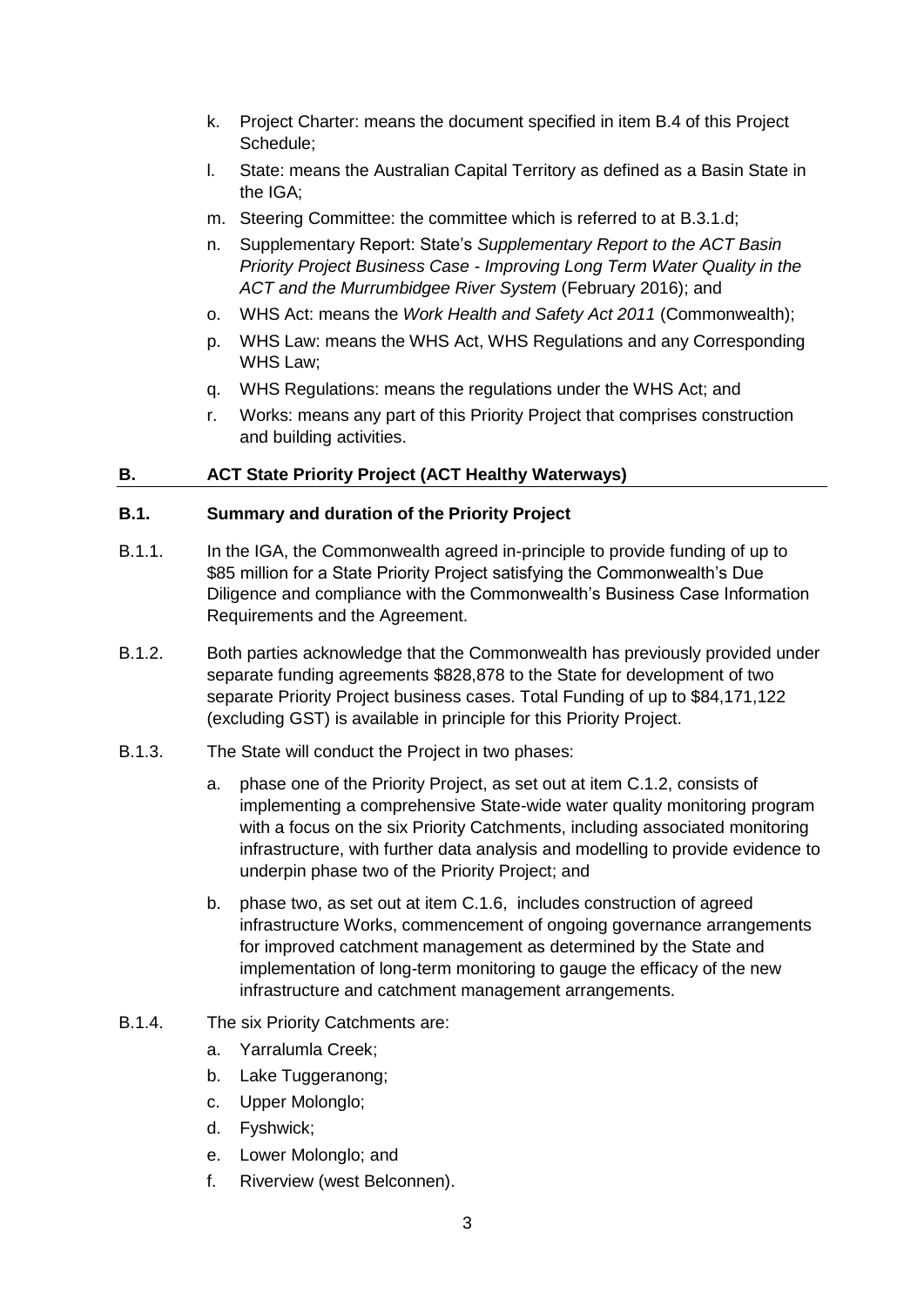k. Project Charter: means the document specified in item B.4 of this Project Schedule;

l. State: means the Australian Capital Territory as defined as a Basin State in the IGA;

m. Steering Committee: the committee which is referred to at B.3.1.d;

n. Supplementary Report: State's *Supplementary Report to the ACT Basin Priority Project Business Case - Improving Long Term Water Quality in the ACT and the Murrumbidgee River System* (February 2016); and

o. WHS Act: means the *Work Health and Safety Act 2011* (Commonwealth);

p. WHS Law: means the WHS Act, WHS Regulations and any Corresponding WHS Law;

q. WHS Regulations: means the regulations under the WHS Act; and

r. Works: means any part of this Priority Project that comprises construction and building activities.

## B. ACT State Priority Project (ACT Healthy Waterways)

### B.1. Summary and duration of the Priority Project

B.1.1. In the IGA, the Commonwealth agreed in-principle to provide funding of up to \$85 million for a State Priority Project satisfying the Commonwealth's Due Diligence and compliance with the Commonwealth's Business Case Information Requirements and the Agreement.

B.1.2. Both parties acknowledge that the Commonwealth has previously provided under separate funding agreements \$828,878 to the State for development of two separate Priority Project business cases. Total Funding of up to \$84,171,122 (excluding GST) is available in principle for this Priority Project.

B.1.3. The State will conduct the Project in two phases:

a. phase one of the Priority Project, as set out at item C.1.2, consists of implementing a comprehensive State-wide water quality monitoring program with a focus on the six Priority Catchments, including associated monitoring infrastructure, with further data analysis and modelling to provide evidence to underpin phase two of the Priority Project; and

b. phase two, as set out at item C.1.6, includes construction of agreed infrastructure Works, commencement of ongoing governance arrangements for improved catchment management as determined by the State and implementation of long-term monitoring to gauge the efficacy of the new infrastructure and catchment management arrangements.

B.1.4. The six Priority Catchments are:

a. Yarralumla Creek;

b. Lake Tuggeranong;

c. Upper Molonglo;

d. Fyshwick;

e. Lower Molonglo; and

f. Riverview (west Belconnen).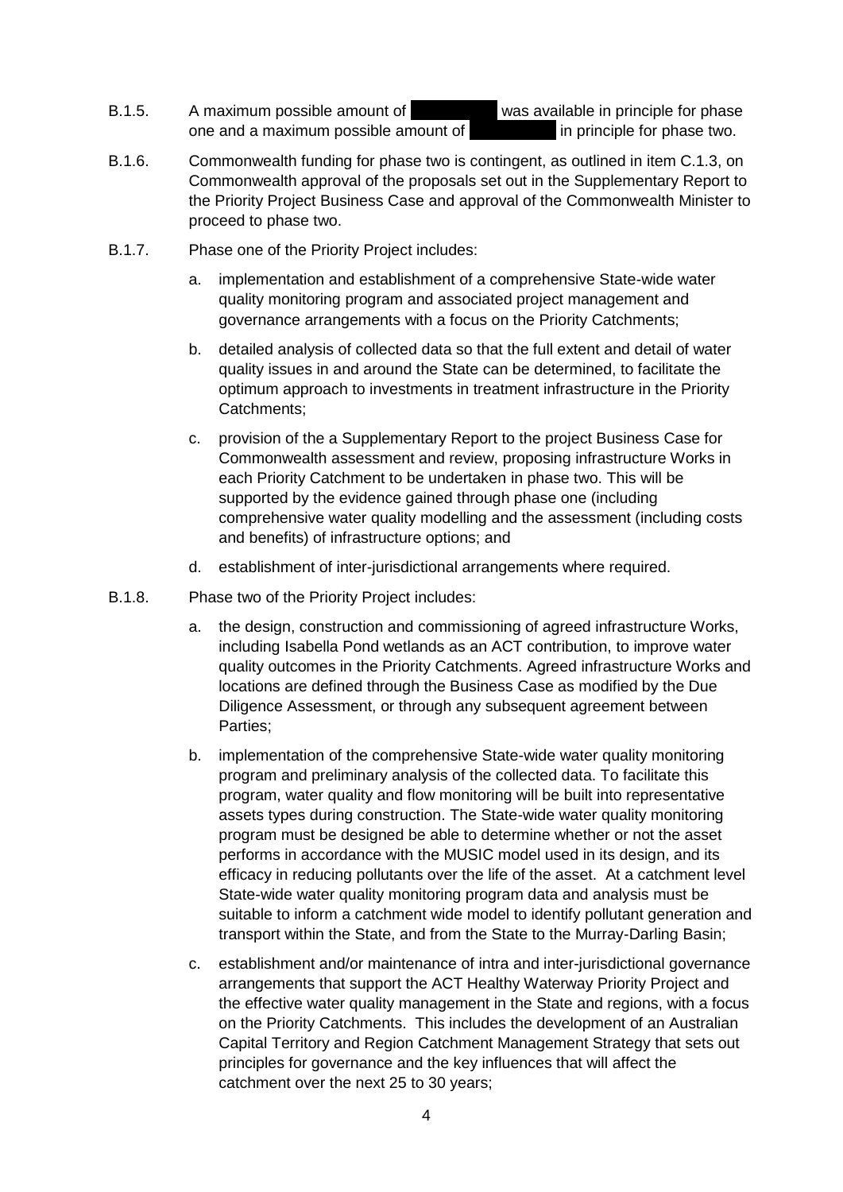B.1.5. A maximum possible amount of ██████████ was available in principle for phase one and a maximum possible amount of ██████████ in principle for phase two.

B.1.6. Commonwealth funding for phase two is contingent, as outlined in item C.1.3, on Commonwealth approval of the proposals set out in the Supplementary Report to the Priority Project Business Case and approval of the Commonwealth Minister to proceed to phase two.

B.1.7. Phase one of the Priority Project includes:

a. implementation and establishment of a comprehensive State-wide water quality monitoring program and associated project management and governance arrangements with a focus on the Priority Catchments;

b. detailed analysis of collected data so that the full extent and detail of water quality issues in and around the State can be determined, to facilitate the optimum approach to investments in treatment infrastructure in the Priority Catchments;

c. provision of the a Supplementary Report to the project Business Case for Commonwealth assessment and review, proposing infrastructure Works in each Priority Catchment to be undertaken in phase two. This will be supported by the evidence gained through phase one (including comprehensive water quality modelling and the assessment (including costs and benefits) of infrastructure options; and

d. establishment of inter-jurisdictional arrangements where required.

B.1.8. Phase two of the Priority Project includes:

a. the design, construction and commissioning of agreed infrastructure Works, including Isabella Pond wetlands as an ACT contribution, to improve water quality outcomes in the Priority Catchments. Agreed infrastructure Works and locations are defined through the Business Case as modified by the Due Diligence Assessment, or through any subsequent agreement between Parties;

b. implementation of the comprehensive State-wide water quality monitoring program and preliminary analysis of the collected data. To facilitate this program, water quality and flow monitoring will be built into representative assets types during construction. The State-wide water quality monitoring program must be designed be able to determine whether or not the asset performs in accordance with the MUSIC model used in its design, and its efficacy in reducing pollutants over the life of the asset. At a catchment level State-wide water quality monitoring program data and analysis must be suitable to inform a catchment wide model to identify pollutant generation and transport within the State, and from the State to the Murray-Darling Basin;

c. establishment and/or maintenance of intra and inter-jurisdictional governance arrangements that support the ACT Healthy Waterway Priority Project and the effective water quality management in the State and regions, with a focus on the Priority Catchments. This includes the development of an Australian Capital Territory and Region Catchment Management Strategy that sets out principles for governance and the key influences that will affect the catchment over the next 25 to 30 years;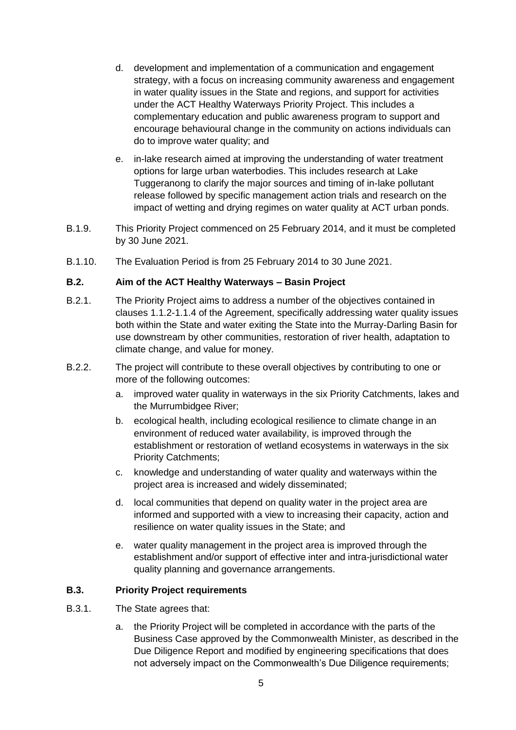d. development and implementation of a communication and engagement strategy, with a focus on increasing community awareness and engagement in water quality issues in the State and regions, and support for activities under the ACT Healthy Waterways Priority Project. This includes a complementary education and public awareness program to support and encourage behavioural change in the community on actions individuals can do to improve water quality; and

e. in-lake research aimed at improving the understanding of water treatment options for large urban waterbodies. This includes research at Lake Tuggeranong to clarify the major sources and timing of in-lake pollutant release followed by specific management action trials and research on the impact of wetting and drying regimes on water quality at ACT urban ponds.

B.1.9. This Priority Project commenced on 25 February 2014, and it must be completed by 30 June 2021.

B.1.10. The Evaluation Period is from 25 February 2014 to 30 June 2021.

### B.2. Aim of the ACT Healthy Waterways – Basin Project

B.2.1. The Priority Project aims to address a number of the objectives contained in clauses 1.1.2-1.1.4 of the Agreement, specifically addressing water quality issues both within the State and water exiting the State into the Murray-Darling Basin for use downstream by other communities, restoration of river health, adaptation to climate change, and value for money.

B.2.2. The project will contribute to these overall objectives by contributing to one or more of the following outcomes:

a. improved water quality in waterways in the six Priority Catchments, lakes and the Murrumbidgee River;

b. ecological health, including ecological resilience to climate change in an environment of reduced water availability, is improved through the establishment or restoration of wetland ecosystems in waterways in the six Priority Catchments;

c. knowledge and understanding of water quality and waterways within the project area is increased and widely disseminated;

d. local communities that depend on quality water in the project area are informed and supported with a view to increasing their capacity, action and resilience on water quality issues in the State; and

e. water quality management in the project area is improved through the establishment and/or support of effective inter and intra-jurisdictional water quality planning and governance arrangements.

### B.3. Priority Project requirements

B.3.1. The State agrees that:

a. the Priority Project will be completed in accordance with the parts of the Business Case approved by the Commonwealth Minister, as described in the Due Diligence Report and modified by engineering specifications that does not adversely impact on the Commonwealth's Due Diligence requirements;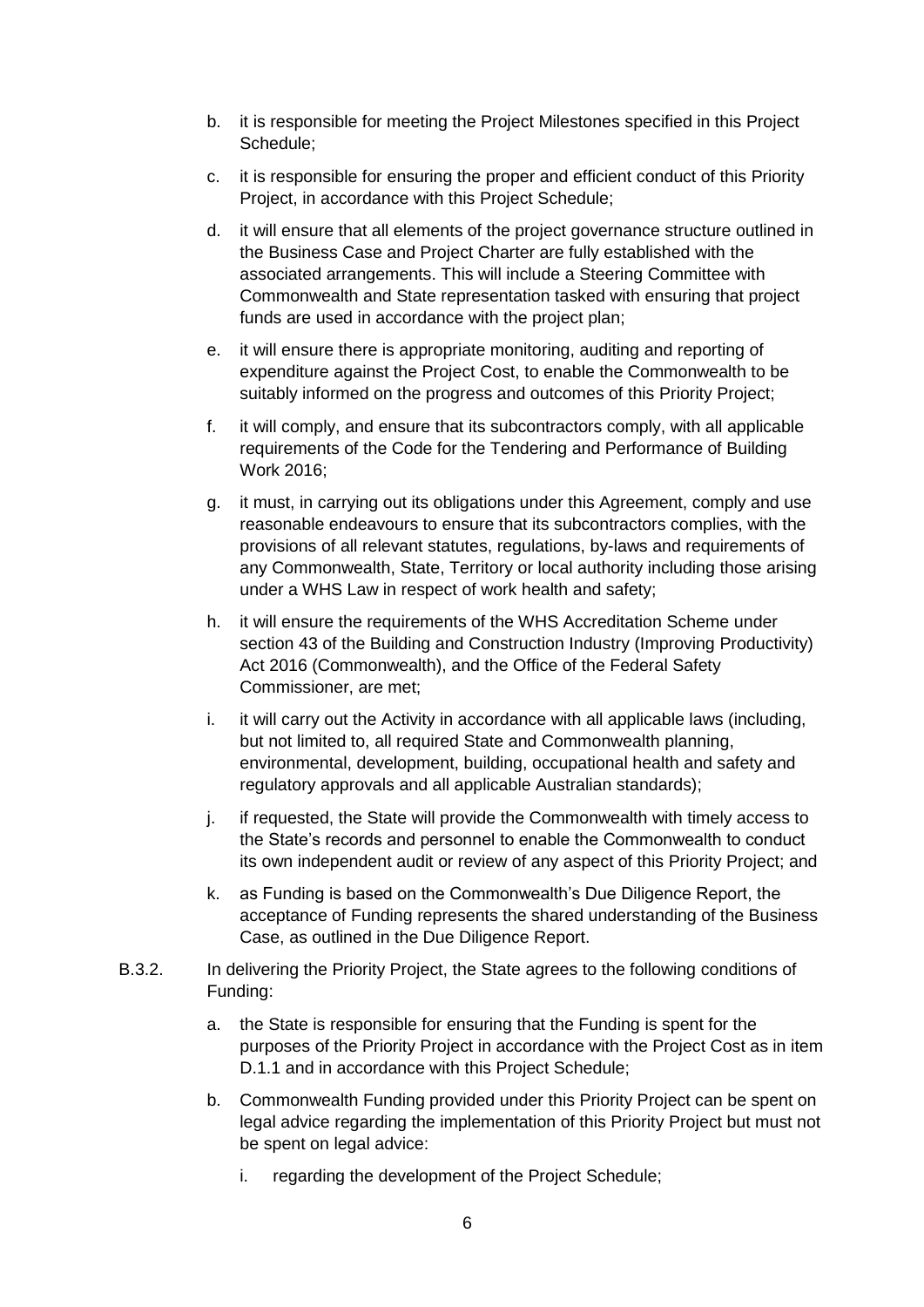b. it is responsible for meeting the Project Milestones specified in this Project Schedule;

c. it is responsible for ensuring the proper and efficient conduct of this Priority Project, in accordance with this Project Schedule;

d. it will ensure that all elements of the project governance structure outlined in the Business Case and Project Charter are fully established with the associated arrangements. This will include a Steering Committee with Commonwealth and State representation tasked with ensuring that project funds are used in accordance with the project plan;

e. it will ensure there is appropriate monitoring, auditing and reporting of expenditure against the Project Cost, to enable the Commonwealth to be suitably informed on the progress and outcomes of this Priority Project;

f. it will comply, and ensure that its subcontractors comply, with all applicable requirements of the Code for the Tendering and Performance of Building Work 2016;

g. it must, in carrying out its obligations under this Agreement, comply and use reasonable endeavours to ensure that its subcontractors complies, with the provisions of all relevant statutes, regulations, by-laws and requirements of any Commonwealth, State, Territory or local authority including those arising under a WHS Law in respect of work health and safety;

h. it will ensure the requirements of the WHS Accreditation Scheme under section 43 of the Building and Construction Industry (Improving Productivity) Act 2016 (Commonwealth), and the Office of the Federal Safety Commissioner, are met;

i. it will carry out the Activity in accordance with all applicable laws (including, but not limited to, all required State and Commonwealth planning, environmental, development, building, occupational health and safety and regulatory approvals and all applicable Australian standards);

j. if requested, the State will provide the Commonwealth with timely access to the State's records and personnel to enable the Commonwealth to conduct its own independent audit or review of any aspect of this Priority Project; and

k. as Funding is based on the Commonwealth's Due Diligence Report, the acceptance of Funding represents the shared understanding of the Business Case, as outlined in the Due Diligence Report.

B.3.2. In delivering the Priority Project, the State agrees to the following conditions of Funding:

a. the State is responsible for ensuring that the Funding is spent for the purposes of the Priority Project in accordance with the Project Cost as in item D.1.1 and in accordance with this Project Schedule;

b. Commonwealth Funding provided under this Priority Project can be spent on legal advice regarding the implementation of this Priority Project but must not be spent on legal advice:

   i. regarding the development of the Project Schedule;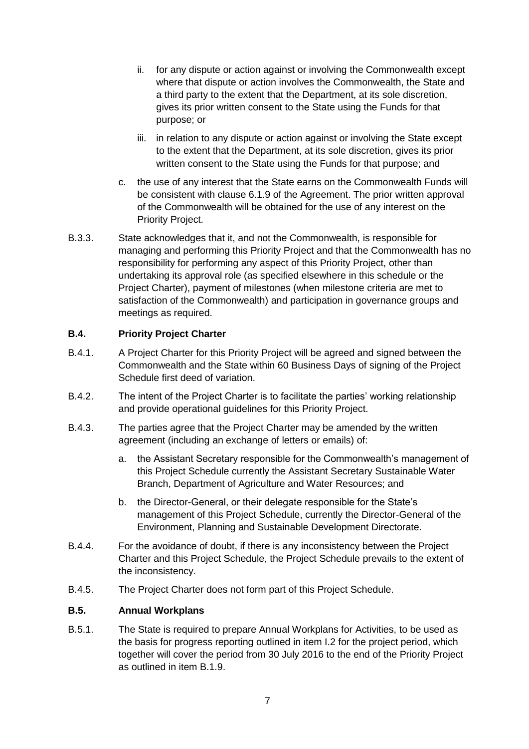ii. for any dispute or action against or involving the Commonwealth except where that dispute or action involves the Commonwealth, the State and a third party to the extent that the Department, at its sole discretion, gives its prior written consent to the State using the Funds for that purpose; or

iii. in relation to any dispute or action against or involving the State except to the extent that the Department, at its sole discretion, gives its prior written consent to the State using the Funds for that purpose; and

c. the use of any interest that the State earns on the Commonwealth Funds will be consistent with clause 6.1.9 of the Agreement. The prior written approval of the Commonwealth will be obtained for the use of any interest on the Priority Project.

B.3.3. State acknowledges that it, and not the Commonwealth, is responsible for managing and performing this Priority Project and that the Commonwealth has no responsibility for performing any aspect of this Priority Project, other than undertaking its approval role (as specified elsewhere in this schedule or the Project Charter), payment of milestones (when milestone criteria are met to satisfaction of the Commonwealth) and participation in governance groups and meetings as required.

### B.4. Priority Project Charter

B.4.1. A Project Charter for this Priority Project will be agreed and signed between the Commonwealth and the State within 60 Business Days of signing of the Project Schedule first deed of variation.

B.4.2. The intent of the Project Charter is to facilitate the parties' working relationship and provide operational guidelines for this Priority Project.

B.4.3. The parties agree that the Project Charter may be amended by the written agreement (including an exchange of letters or emails) of:

a. the Assistant Secretary responsible for the Commonwealth's management of this Project Schedule currently the Assistant Secretary Sustainable Water Branch, Department of Agriculture and Water Resources; and

b. the Director-General, or their delegate responsible for the State's management of this Project Schedule, currently the Director-General of the Environment, Planning and Sustainable Development Directorate.

B.4.4. For the avoidance of doubt, if there is any inconsistency between the Project Charter and this Project Schedule, the Project Schedule prevails to the extent of the inconsistency.

B.4.5. The Project Charter does not form part of this Project Schedule.

### B.5. Annual Workplans

B.5.1. The State is required to prepare Annual Workplans for Activities, to be used as the basis for progress reporting outlined in item I.2 for the project period, which together will cover the period from 30 July 2016 to the end of the Priority Project as outlined in item B.1.9.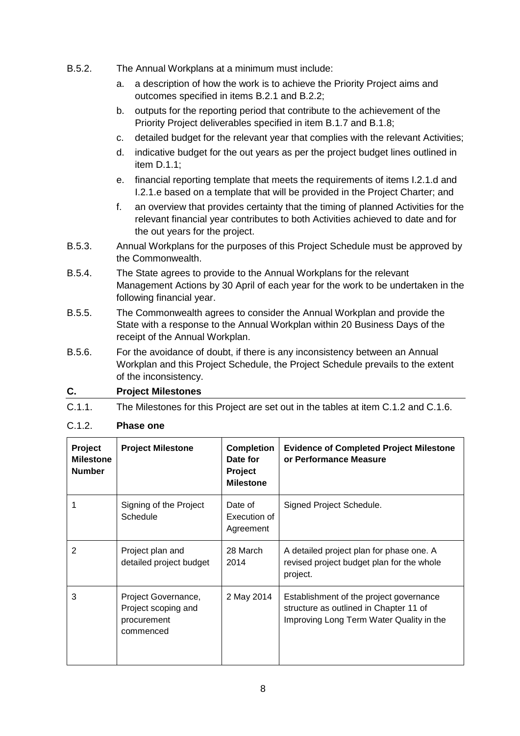B.5.2. The Annual Workplans at a minimum must include:

a. a description of how the work is to achieve the Priority Project aims and outcomes specified in items B.2.1 and B.2.2;

b. outputs for the reporting period that contribute to the achievement of the Priority Project deliverables specified in item B.1.7 and B.1.8;

c. detailed budget for the relevant year that complies with the relevant Activities;

d. indicative budget for the out years as per the project budget lines outlined in item D.1.1;

e. financial reporting template that meets the requirements of items I.2.1.d and I.2.1.e based on a template that will be provided in the Project Charter; and

f. an overview that provides certainty that the timing of planned Activities for the relevant financial year contributes to both Activities achieved to date and for the out years for the project.

B.5.3. Annual Workplans for the purposes of this Project Schedule must be approved by the Commonwealth.

B.5.4. The State agrees to provide to the Annual Workplans for the relevant Management Actions by 30 April of each year for the work to be undertaken in the following financial year.

B.5.5. The Commonwealth agrees to consider the Annual Workplan and provide the State with a response to the Annual Workplan within 20 Business Days of the receipt of the Annual Workplan.

B.5.6. For the avoidance of doubt, if there is any inconsistency between an Annual Workplan and this Project Schedule, the Project Schedule prevails to the extent of the inconsistency.

## C. Project Milestones

C.1.1. The Milestones for this Project are set out in the tables at item C.1.2 and C.1.6.

C.1.2. **Phase one**

| Project Milestone Number | Project Milestone | Completion Date for Project Milestone | Evidence of Completed Project Milestone or Performance Measure |
|---|---|---|---|
| 1 | Signing of the Project Schedule | Date of Execution of Agreement | Signed Project Schedule. |
| 2 | Project plan and detailed project budget | 28 March 2014 | A detailed project plan for phase one. A revised project budget plan for the whole project. |
| 3 | Project Governance, Project scoping and procurement commenced | 2 May 2014 | Establishment of the project governance structure as outlined in Chapter 11 of Improving Long Term Water Quality in the |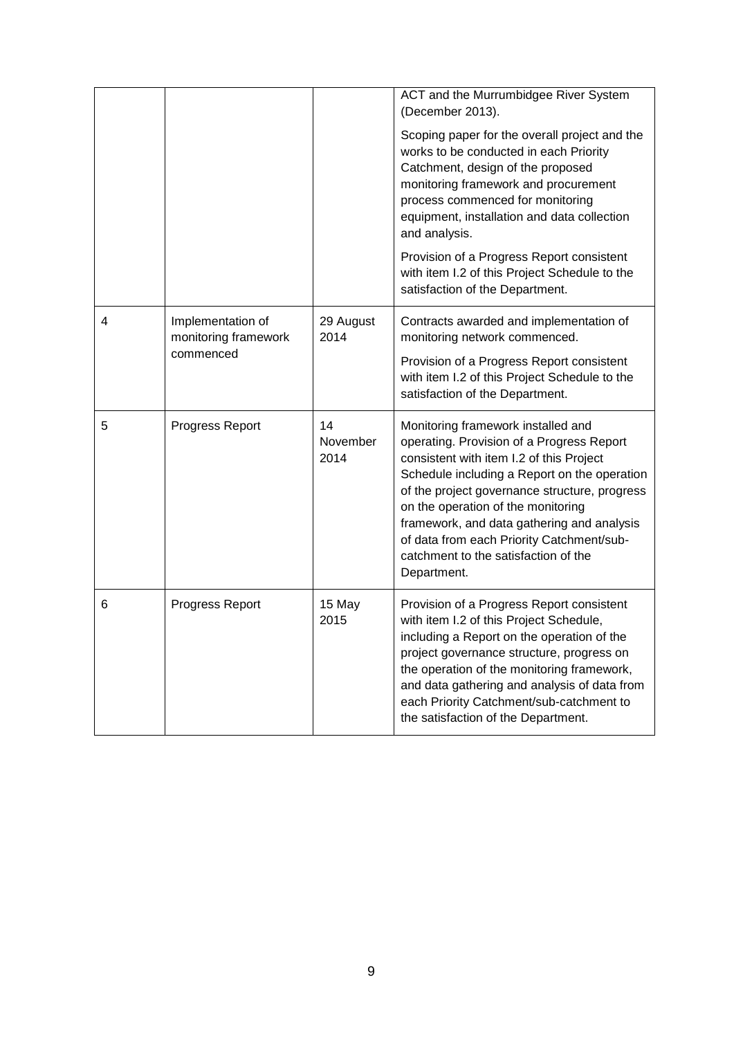| | | | |
|---|---|---|---|
| | | | ACT and the Murrumbidgee River System (December 2013).<br><br>Scoping paper for the overall project and the works to be conducted in each Priority Catchment, design of the proposed monitoring framework and procurement process commenced for monitoring equipment, installation and data collection and analysis.<br><br>Provision of a Progress Report consistent with item I.2 of this Project Schedule to the satisfaction of the Department. |
| 4 | Implementation of monitoring framework commenced | 29 August 2014 | Contracts awarded and implementation of monitoring network commenced.<br><br>Provision of a Progress Report consistent with item I.2 of this Project Schedule to the satisfaction of the Department. |
| 5 | Progress Report | 14 November 2014 | Monitoring framework installed and operating. Provision of a Progress Report consistent with item I.2 of this Project Schedule including a Report on the operation of the project governance structure, progress on the operation of the monitoring framework, and data gathering and analysis of data from each Priority Catchment/sub-catchment to the satisfaction of the Department. |
| 6 | Progress Report | 15 May 2015 | Provision of a Progress Report consistent with item I.2 of this Project Schedule, including a Report on the operation of the project governance structure, progress on the operation of the monitoring framework, and data gathering and analysis of data from each Priority Catchment/sub-catchment to the satisfaction of the Department. |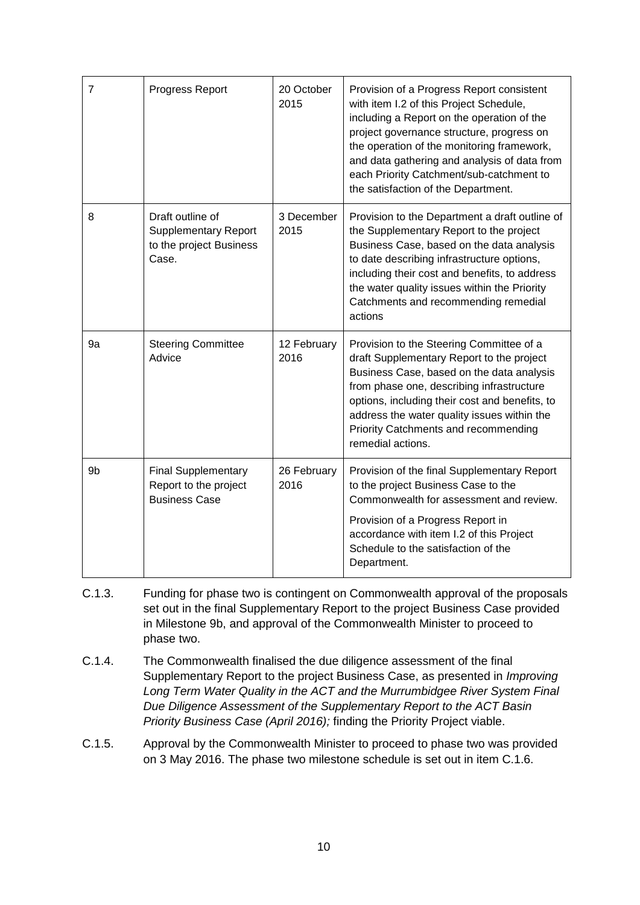| 7 | Progress Report | 20 October 2015 | Provision of a Progress Report consistent with item I.2 of this Project Schedule, including a Report on the operation of the project governance structure, progress on the operation of the monitoring framework, and data gathering and analysis of data from each Priority Catchment/sub-catchment to the satisfaction of the Department. |
|---|---|---|---|
| 8 | Draft outline of Supplementary Report to the project Business Case. | 3 December 2015 | Provision to the Department a draft outline of the Supplementary Report to the project Business Case, based on the data analysis to date describing infrastructure options, including their cost and benefits, to address the water quality issues within the Priority Catchments and recommending remedial actions |
| 9a | Steering Committee Advice | 12 February 2016 | Provision to the Steering Committee of a draft Supplementary Report to the project Business Case, based on the data analysis from phase one, describing infrastructure options, including their cost and benefits, to address the water quality issues within the Priority Catchments and recommending remedial actions. |
| 9b | Final Supplementary Report to the project Business Case | 26 February 2016 | Provision of the final Supplementary Report to the project Business Case to the Commonwealth for assessment and review.<br><br>Provision of a Progress Report in accordance with item I.2 of this Project Schedule to the satisfaction of the Department. |

C.1.3. Funding for phase two is contingent on Commonwealth approval of the proposals set out in the final Supplementary Report to the project Business Case provided in Milestone 9b, and approval of the Commonwealth Minister to proceed to phase two.

C.1.4. The Commonwealth finalised the due diligence assessment of the final Supplementary Report to the project Business Case, as presented in *Improving Long Term Water Quality in the ACT and the Murrumbidgee River System Final Due Diligence Assessment of the Supplementary Report to the ACT Basin Priority Business Case (April 2016);* finding the Priority Project viable.

C.1.5. Approval by the Commonwealth Minister to proceed to phase two was provided on 3 May 2016. The phase two milestone schedule is set out in item C.1.6.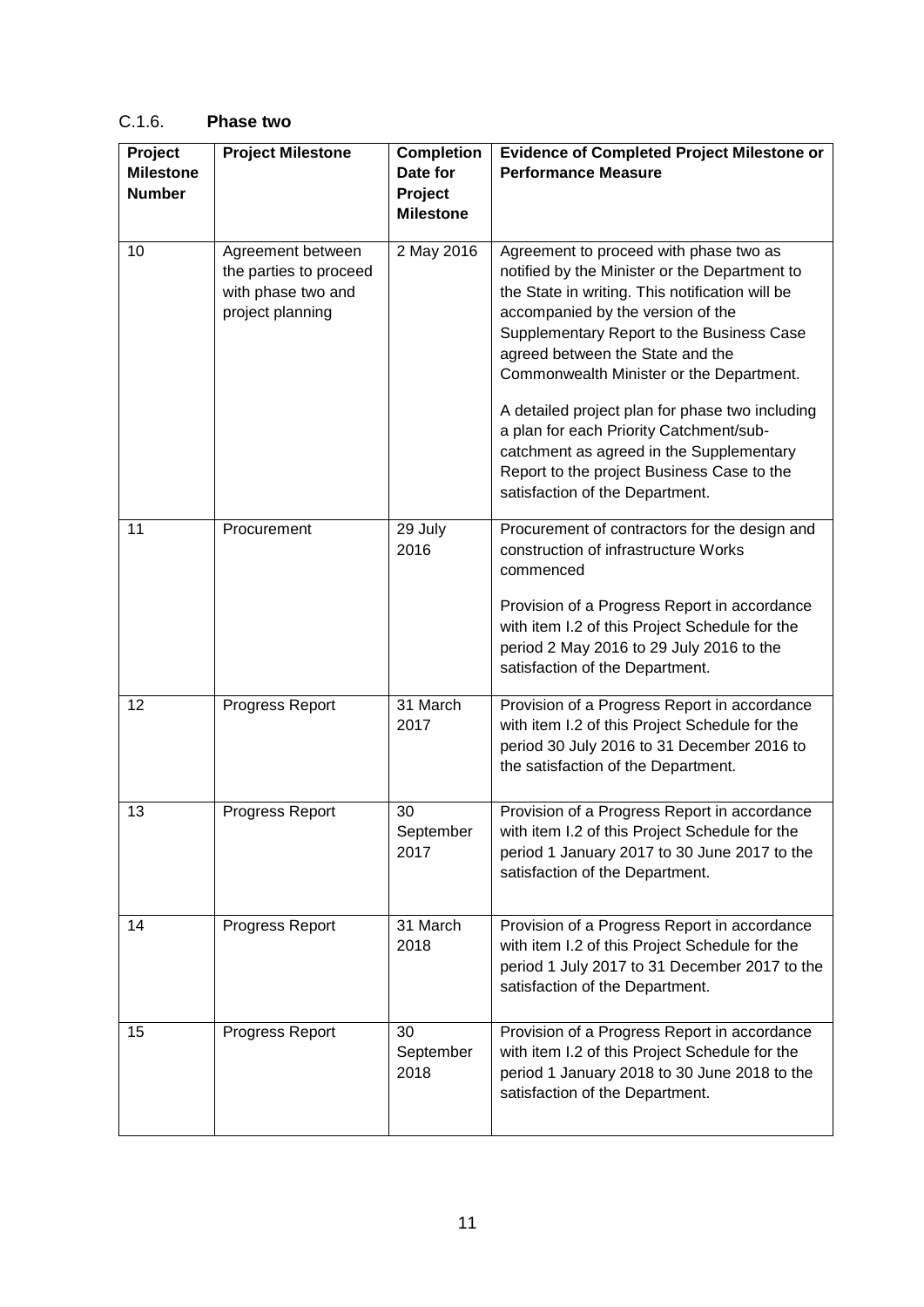### C.1.6. **Phase two**

| Project Milestone Number | Project Milestone | Completion Date for Project Milestone | Evidence of Completed Project Milestone or Performance Measure |
|---|---|---|---|
| 10 | Agreement between the parties to proceed with phase two and project planning | 2 May 2016 | Agreement to proceed with phase two as notified by the Minister or the Department to the State in writing. This notification will be accompanied by the version of the Supplementary Report to the Business Case agreed between the State and the Commonwealth Minister or the Department.<br><br>A detailed project plan for phase two including a plan for each Priority Catchment/sub-catchment as agreed in the Supplementary Report to the project Business Case to the satisfaction of the Department. |
| 11 | Procurement | 29 July 2016 | Procurement of contractors for the design and construction of infrastructure Works commenced<br><br>Provision of a Progress Report in accordance with item I.2 of this Project Schedule for the period 2 May 2016 to 29 July 2016 to the satisfaction of the Department. |
| 12 | Progress Report | 31 March 2017 | Provision of a Progress Report in accordance with item I.2 of this Project Schedule for the period 30 July 2016 to 31 December 2016 to the satisfaction of the Department. |
| 13 | Progress Report | 30 September 2017 | Provision of a Progress Report in accordance with item I.2 of this Project Schedule for the period 1 January 2017 to 30 June 2017 to the satisfaction of the Department. |
| 14 | Progress Report | 31 March 2018 | Provision of a Progress Report in accordance with item I.2 of this Project Schedule for the period 1 July 2017 to 31 December 2017 to the satisfaction of the Department. |
| 15 | Progress Report | 30 September 2018 | Provision of a Progress Report in accordance with item I.2 of this Project Schedule for the period 1 January 2018 to 30 June 2018 to the satisfaction of the Department. |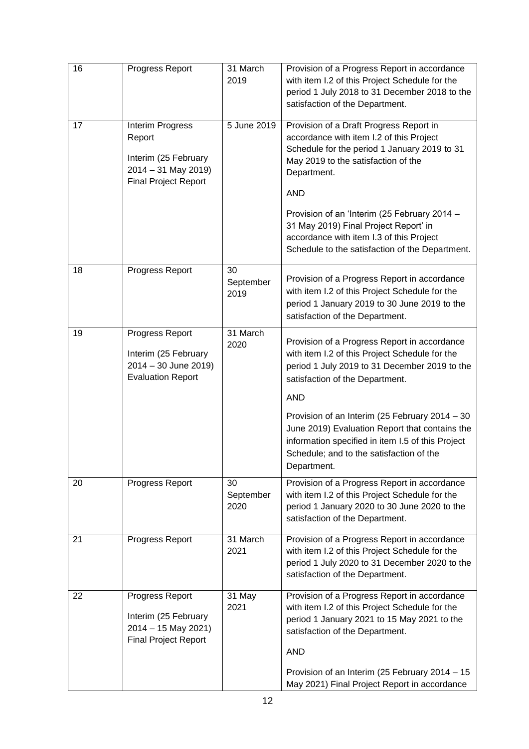| | | | |
|---|---|---|---|
| 16 | Progress Report | 31 March 2019 | Provision of a Progress Report in accordance with item I.2 of this Project Schedule for the period 1 July 2018 to 31 December 2018 to the satisfaction of the Department. |
| 17 | Interim Progress Report<br><br>Interim (25 February 2014 – 31 May 2019) Final Project Report | 5 June 2019 | Provision of a Draft Progress Report in accordance with item I.2 of this Project Schedule for the period 1 January 2019 to 31 May 2019 to the satisfaction of the Department.<br><br>AND<br><br>Provision of an 'Interim (25 February 2014 – 31 May 2019) Final Project Report' in accordance with item I.3 of this Project Schedule to the satisfaction of the Department. |
| 18 | Progress Report | 30 September 2019 | Provision of a Progress Report in accordance with item I.2 of this Project Schedule for the period 1 January 2019 to 30 June 2019 to the satisfaction of the Department. |
| 19 | Progress Report<br><br>Interim (25 February 2014 – 30 June 2019) Evaluation Report | 31 March 2020 | Provision of a Progress Report in accordance with item I.2 of this Project Schedule for the period 1 July 2019 to 31 December 2019 to the satisfaction of the Department.<br><br>AND<br><br>Provision of an Interim (25 February 2014 – 30 June 2019) Evaluation Report that contains the information specified in item I.5 of this Project Schedule; and to the satisfaction of the Department. |
| 20 | Progress Report | 30 September 2020 | Provision of a Progress Report in accordance with item I.2 of this Project Schedule for the period 1 January 2020 to 30 June 2020 to the satisfaction of the Department. |
| 21 | Progress Report | 31 March 2021 | Provision of a Progress Report in accordance with item I.2 of this Project Schedule for the period 1 July 2020 to 31 December 2020 to the satisfaction of the Department. |
| 22 | Progress Report<br><br>Interim (25 February 2014 – 15 May 2021) Final Project Report | 31 May 2021 | Provision of a Progress Report in accordance with item I.2 of this Project Schedule for the period 1 January 2021 to 15 May 2021 to the satisfaction of the Department.<br><br>AND<br><br>Provision of an Interim (25 February 2014 – 15 May 2021) Final Project Report in accordance |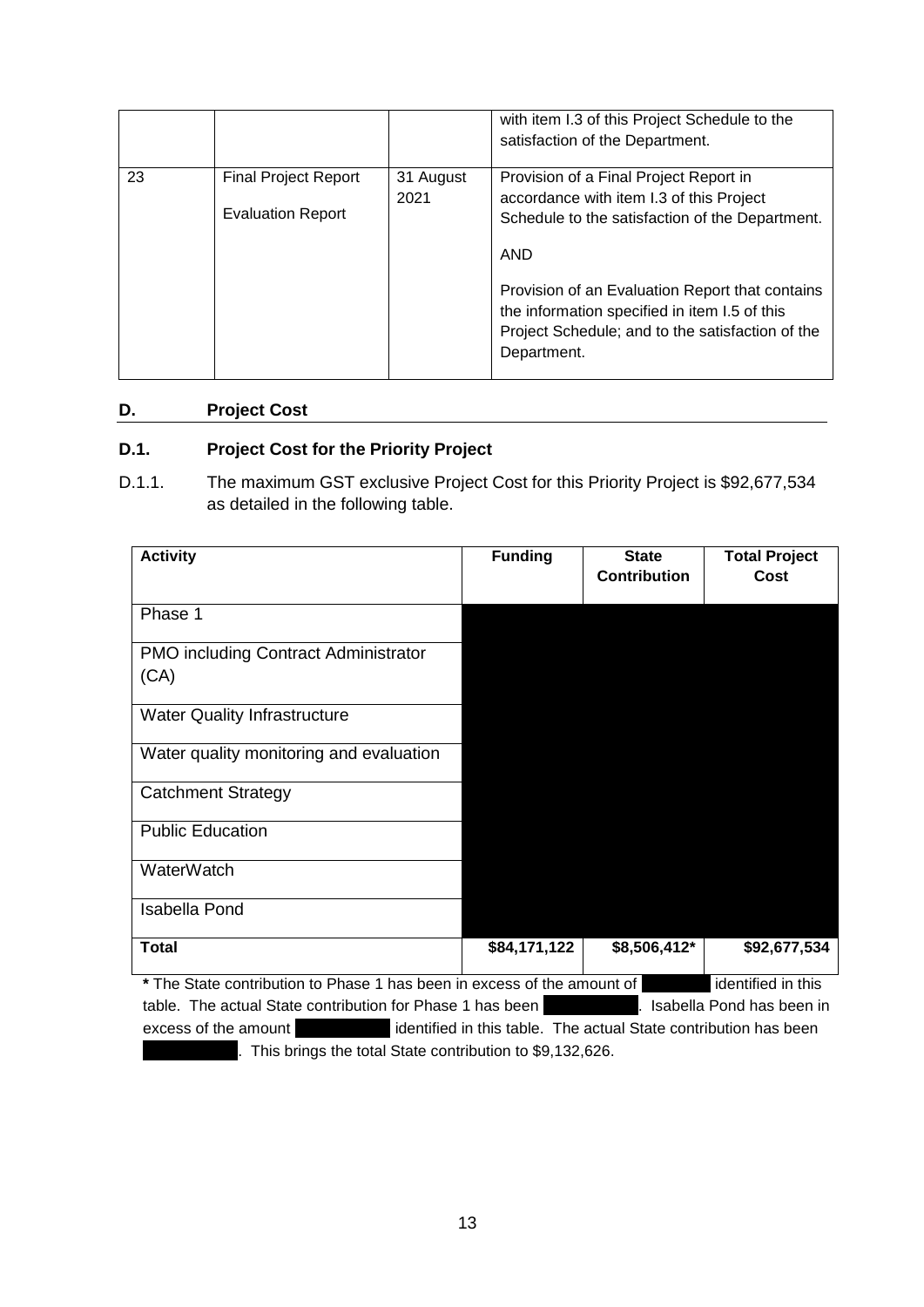| | | | |
|---|---|---|---|
| | | | with item I.3 of this Project Schedule to the satisfaction of the Department. |
| 23 | Final Project Report<br><br>Evaluation Report | 31 August 2021 | Provision of a Final Project Report in accordance with item I.3 of this Project Schedule to the satisfaction of the Department.<br><br>AND<br><br>Provision of an Evaluation Report that contains the information specified in item I.5 of this Project Schedule; and to the satisfaction of the Department. |

## D. Project Cost

### D.1. Project Cost for the Priority Project

D.1.1. The maximum GST exclusive Project Cost for this Priority Project is $92,677,534 as detailed in the following table.

| Activity | Funding | State Contribution | Total Project Cost |
|---|---|---|---|
| Phase 1 | | | |
| PMO including Contract Administrator (CA) | | | |
| Water Quality Infrastructure | | | |
| Water quality monitoring and evaluation | | | |
| Catchment Strategy | | | |
| Public Education | | | |
| WaterWatch | | | |
| Isabella Pond | | | |
| **Total** | **$84,171,122** | **$8,506,412*** | **$92,677,534** |

**\*** The State contribution to Phase 1 has been in excess of the amount of identified in this table. The actual State contribution for Phase 1 has been . Isabella Pond has been in excess of the amount identified in this table. The actual State contribution has been . This brings the total State contribution to $9,132,626.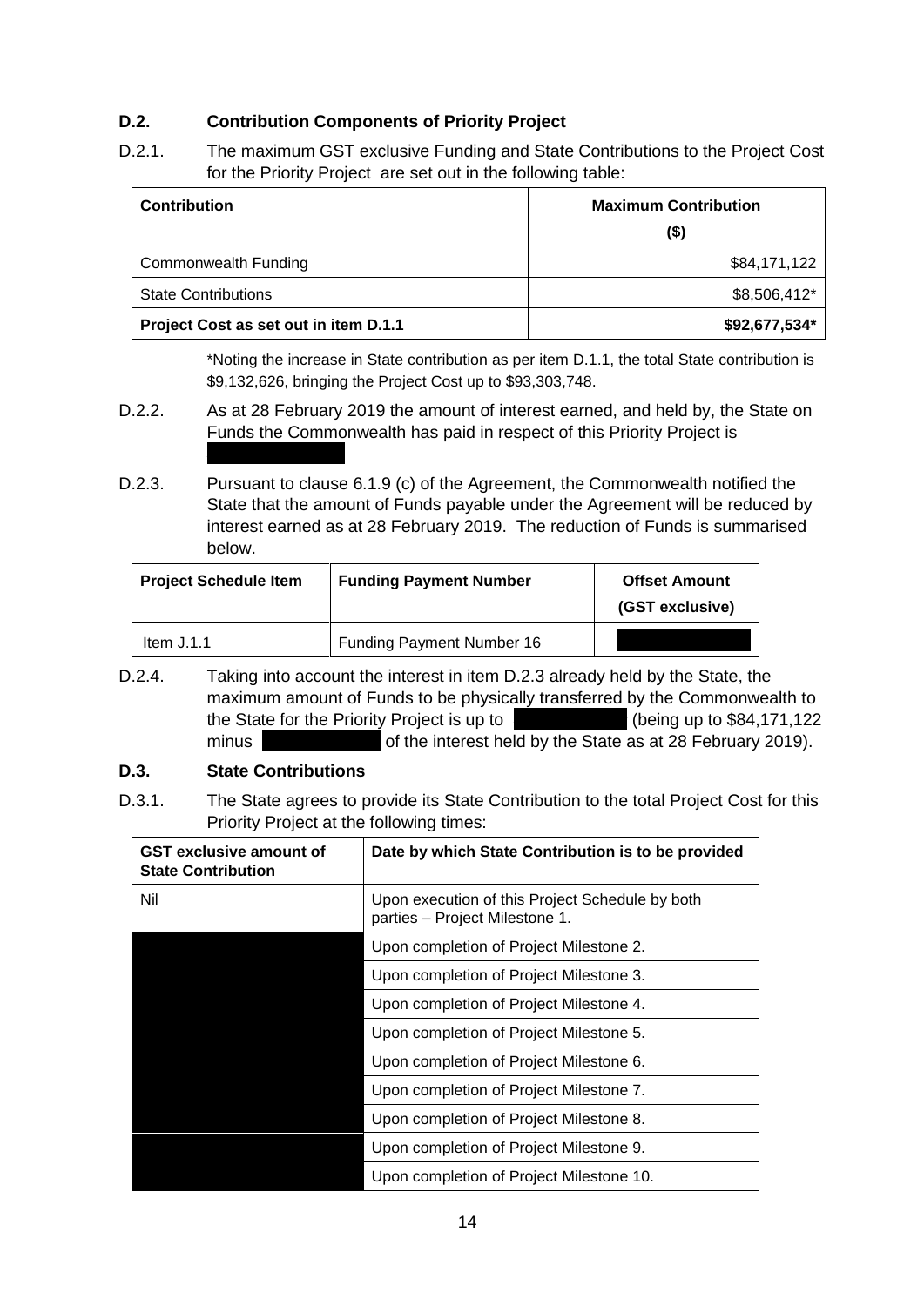### D.2. Contribution Components of Priority Project

D.2.1. The maximum GST exclusive Funding and State Contributions to the Project Cost for the Priority Project are set out in the following table:

| Contribution | Maximum Contribution ($) |
|---|---|
| Commonwealth Funding | $84,171,122 |
| State Contributions | $8,506,412* |
| **Project Cost as set out in item D.1.1** | **$92,677,534*** |

*Noting the increase in State contribution as per item D.1.1, the total State contribution is $9,132,626, bringing the Project Cost up to $93,303,748.

D.2.2. As at 28 February 2019 the amount of interest earned, and held by, the State on Funds the Commonwealth has paid in respect of this Priority Project is [redacted]

D.2.3. Pursuant to clause 6.1.9 (c) of the Agreement, the Commonwealth notified the State that the amount of Funds payable under the Agreement will be reduced by interest earned as at 28 February 2019. The reduction of Funds is summarised below.

| Project Schedule Item | Funding Payment Number | Offset Amount (GST exclusive) |
|---|---|---|
| Item J.1.1 | Funding Payment Number 16 | [redacted] |

D.2.4. Taking into account the interest in item D.2.3 already held by the State, the maximum amount of Funds to be physically transferred by the Commonwealth to the State for the Priority Project is up to [redacted] (being up to $84,171,122 minus [redacted] of the interest held by the State as at 28 February 2019).

### D.3. State Contributions

D.3.1. The State agrees to provide its State Contribution to the total Project Cost for this Priority Project at the following times:

| GST exclusive amount of State Contribution | Date by which State Contribution is to be provided |
|---|---|
| Nil | Upon execution of this Project Schedule by both parties – Project Milestone 1. |
| [redacted] | Upon completion of Project Milestone 2. |
| [redacted] | Upon completion of Project Milestone 3. |
| [redacted] | Upon completion of Project Milestone 4. |
| [redacted] | Upon completion of Project Milestone 5. |
| [redacted] | Upon completion of Project Milestone 6. |
| [redacted] | Upon completion of Project Milestone 7. |
| [redacted] | Upon completion of Project Milestone 8. |
| [redacted] | Upon completion of Project Milestone 9. |
| [redacted] | Upon completion of Project Milestone 10. |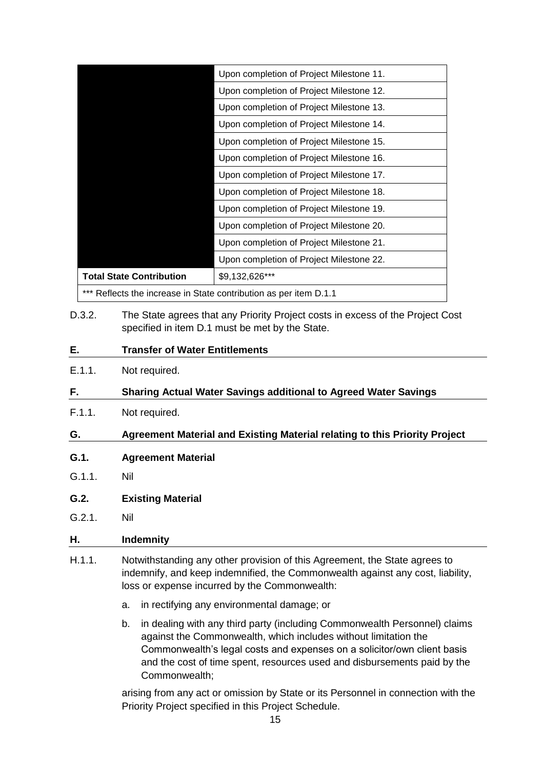| | |
|---|---|
| | Upon completion of Project Milestone 11. |
| | Upon completion of Project Milestone 12. |
| | Upon completion of Project Milestone 13. |
| | Upon completion of Project Milestone 14. |
| | Upon completion of Project Milestone 15. |
| | Upon completion of Project Milestone 16. |
| | Upon completion of Project Milestone 17. |
| | Upon completion of Project Milestone 18. |
| | Upon completion of Project Milestone 19. |
| | Upon completion of Project Milestone 20. |
| | Upon completion of Project Milestone 21. |
| | Upon completion of Project Milestone 22. |
| **Total State Contribution** | $9,132,626*** |
| *** Reflects the increase in State contribution as per item D.1.1 | |

D.3.2. The State agrees that any Priority Project costs in excess of the Project Cost specified in item D.1 must be met by the State.

## E. Transfer of Water Entitlements

E.1.1. Not required.

## F. Sharing Actual Water Savings additional to Agreed Water Savings

F.1.1. Not required.

## G. Agreement Material and Existing Material relating to this Priority Project

### G.1. Agreement Material

G.1.1. Nil

### G.2. Existing Material

G.2.1. Nil

## H. Indemnity

H.1.1. Notwithstanding any other provision of this Agreement, the State agrees to indemnify, and keep indemnified, the Commonwealth against any cost, liability, loss or expense incurred by the Commonwealth:

a. in rectifying any environmental damage; or

b. in dealing with any third party (including Commonwealth Personnel) claims against the Commonwealth, which includes without limitation the Commonwealth's legal costs and expenses on a solicitor/own client basis and the cost of time spent, resources used and disbursements paid by the Commonwealth;

arising from any act or omission by State or its Personnel in connection with the Priority Project specified in this Project Schedule.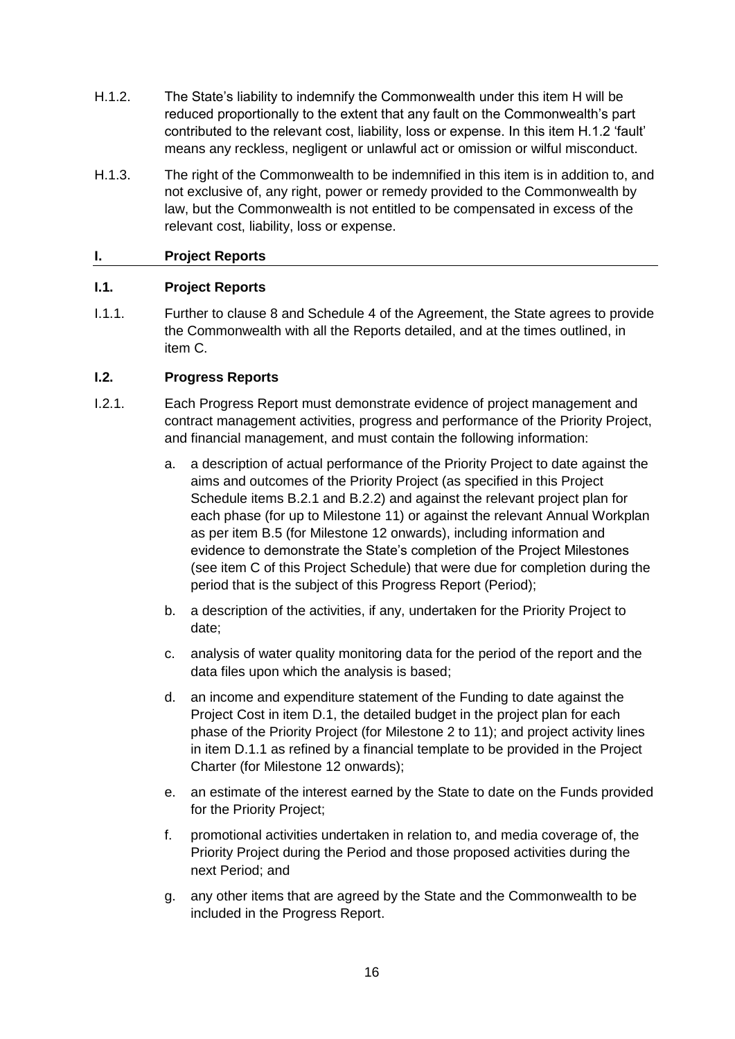H.1.2. The State's liability to indemnify the Commonwealth under this item H will be reduced proportionally to the extent that any fault on the Commonwealth's part contributed to the relevant cost, liability, loss or expense. In this item H.1.2 'fault' means any reckless, negligent or unlawful act or omission or wilful misconduct.

H.1.3. The right of the Commonwealth to be indemnified in this item is in addition to, and not exclusive of, any right, power or remedy provided to the Commonwealth by law, but the Commonwealth is not entitled to be compensated in excess of the relevant cost, liability, loss or expense.

## I. Project Reports

### I.1. Project Reports

I.1.1. Further to clause 8 and Schedule 4 of the Agreement, the State agrees to provide the Commonwealth with all the Reports detailed, and at the times outlined, in item C.

### I.2. Progress Reports

I.2.1. Each Progress Report must demonstrate evidence of project management and contract management activities, progress and performance of the Priority Project, and financial management, and must contain the following information:

a. a description of actual performance of the Priority Project to date against the aims and outcomes of the Priority Project (as specified in this Project Schedule items B.2.1 and B.2.2) and against the relevant project plan for each phase (for up to Milestone 11) or against the relevant Annual Workplan as per item B.5 (for Milestone 12 onwards), including information and evidence to demonstrate the State's completion of the Project Milestones (see item C of this Project Schedule) that were due for completion during the period that is the subject of this Progress Report (Period);

b. a description of the activities, if any, undertaken for the Priority Project to date;

c. analysis of water quality monitoring data for the period of the report and the data files upon which the analysis is based;

d. an income and expenditure statement of the Funding to date against the Project Cost in item D.1, the detailed budget in the project plan for each phase of the Priority Project (for Milestone 2 to 11); and project activity lines in item D.1.1 as refined by a financial template to be provided in the Project Charter (for Milestone 12 onwards);

e. an estimate of the interest earned by the State to date on the Funds provided for the Priority Project;

f. promotional activities undertaken in relation to, and media coverage of, the Priority Project during the Period and those proposed activities during the next Period; and

g. any other items that are agreed by the State and the Commonwealth to be included in the Progress Report.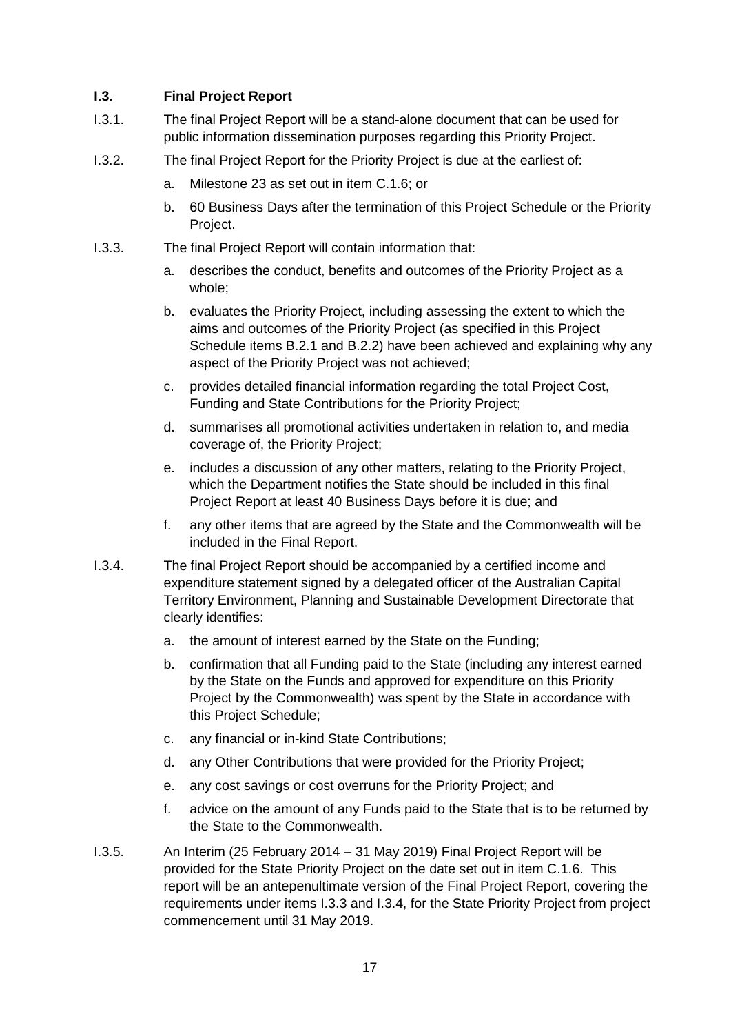### I.3. Final Project Report

I.3.1. The final Project Report will be a stand-alone document that can be used for public information dissemination purposes regarding this Priority Project.

I.3.2. The final Project Report for the Priority Project is due at the earliest of:

a. Milestone 23 as set out in item C.1.6; or

b. 60 Business Days after the termination of this Project Schedule or the Priority Project.

I.3.3. The final Project Report will contain information that:

a. describes the conduct, benefits and outcomes of the Priority Project as a whole;

b. evaluates the Priority Project, including assessing the extent to which the aims and outcomes of the Priority Project (as specified in this Project Schedule items B.2.1 and B.2.2) have been achieved and explaining why any aspect of the Priority Project was not achieved;

c. provides detailed financial information regarding the total Project Cost, Funding and State Contributions for the Priority Project;

d. summarises all promotional activities undertaken in relation to, and media coverage of, the Priority Project;

e. includes a discussion of any other matters, relating to the Priority Project, which the Department notifies the State should be included in this final Project Report at least 40 Business Days before it is due; and

f. any other items that are agreed by the State and the Commonwealth will be included in the Final Report.

I.3.4. The final Project Report should be accompanied by a certified income and expenditure statement signed by a delegated officer of the Australian Capital Territory Environment, Planning and Sustainable Development Directorate that clearly identifies:

a. the amount of interest earned by the State on the Funding;

b. confirmation that all Funding paid to the State (including any interest earned by the State on the Funds and approved for expenditure on this Priority Project by the Commonwealth) was spent by the State in accordance with this Project Schedule;

c. any financial or in-kind State Contributions;

d. any Other Contributions that were provided for the Priority Project;

e. any cost savings or cost overruns for the Priority Project; and

f. advice on the amount of any Funds paid to the State that is to be returned by the State to the Commonwealth.

I.3.5. An Interim (25 February 2014 – 31 May 2019) Final Project Report will be provided for the State Priority Project on the date set out in item C.1.6. This report will be an antepenultimate version of the Final Project Report, covering the requirements under items I.3.3 and I.3.4, for the State Priority Project from project commencement until 31 May 2019.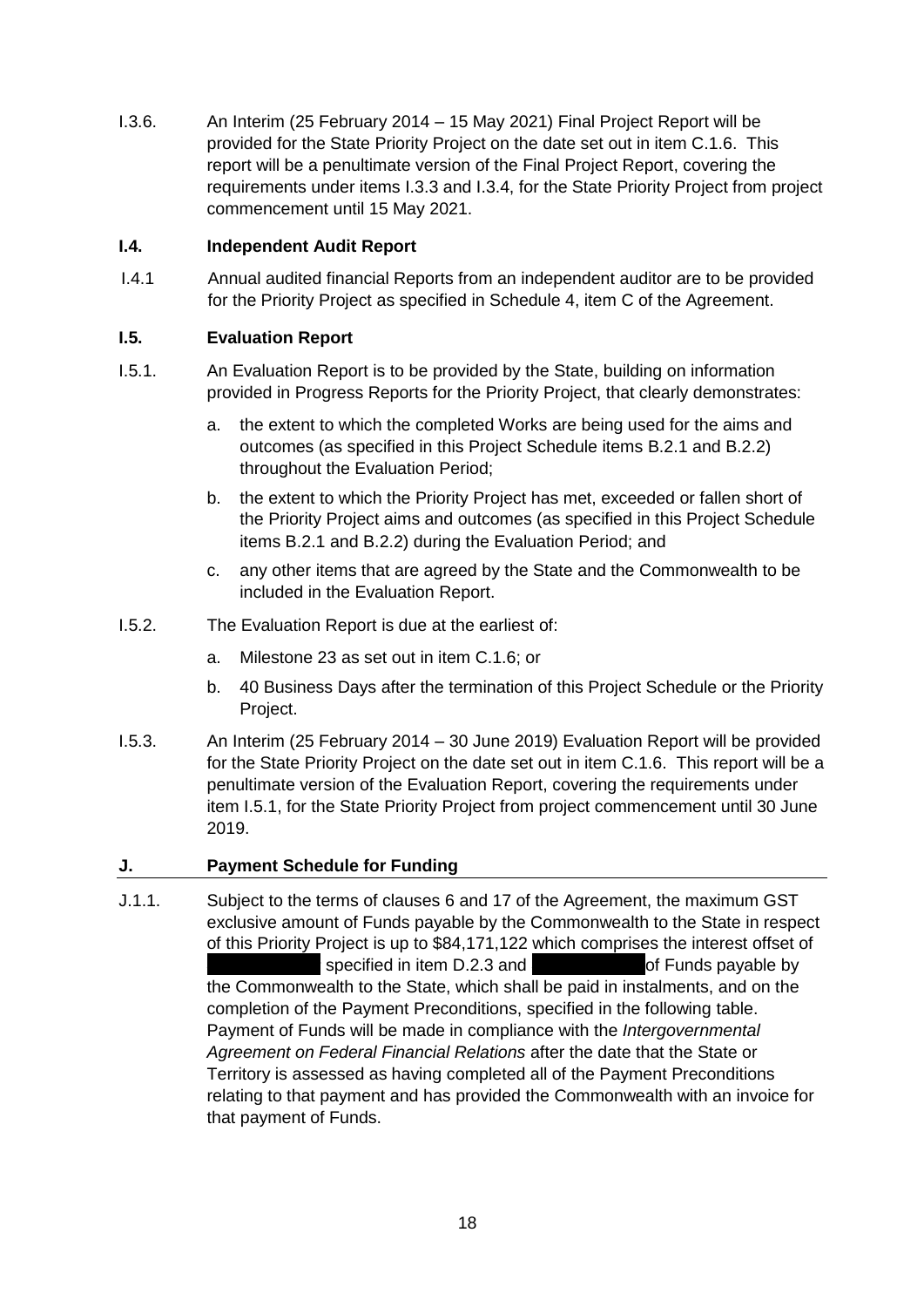I.3.6. An Interim (25 February 2014 – 15 May 2021) Final Project Report will be provided for the State Priority Project on the date set out in item C.1.6. This report will be a penultimate version of the Final Project Report, covering the requirements under items I.3.3 and I.3.4, for the State Priority Project from project commencement until 15 May 2021.

**I.4. Independent Audit Report**

I.4.1 Annual audited financial Reports from an independent auditor are to be provided for the Priority Project as specified in Schedule 4, item C of the Agreement.

**I.5. Evaluation Report**

I.5.1. An Evaluation Report is to be provided by the State, building on information provided in Progress Reports for the Priority Project, that clearly demonstrates:

a. the extent to which the completed Works are being used for the aims and outcomes (as specified in this Project Schedule items B.2.1 and B.2.2) throughout the Evaluation Period;

b. the extent to which the Priority Project has met, exceeded or fallen short of the Priority Project aims and outcomes (as specified in this Project Schedule items B.2.1 and B.2.2) during the Evaluation Period; and

c. any other items that are agreed by the State and the Commonwealth to be included in the Evaluation Report.

I.5.2. The Evaluation Report is due at the earliest of:

a. Milestone 23 as set out in item C.1.6; or

b. 40 Business Days after the termination of this Project Schedule or the Priority Project.

I.5.3. An Interim (25 February 2014 – 30 June 2019) Evaluation Report will be provided for the State Priority Project on the date set out in item C.1.6. This report will be a penultimate version of the Evaluation Report, covering the requirements under item I.5.1, for the State Priority Project from project commencement until 30 June 2019.

## J. Payment Schedule for Funding

J.1.1. Subject to the terms of clauses 6 and 17 of the Agreement, the maximum GST exclusive amount of Funds payable by the Commonwealth to the State in respect of this Priority Project is up to $84,171,122 which comprises the interest offset of [REDACTED] specified in item D.2.3 and [REDACTED] of Funds payable by the Commonwealth to the State, which shall be paid in instalments, and on the completion of the Payment Preconditions, specified in the following table. Payment of Funds will be made in compliance with the *Intergovernmental Agreement on Federal Financial Relations* after the date that the State or Territory is assessed as having completed all of the Payment Preconditions relating to that payment and has provided the Commonwealth with an invoice for that payment of Funds.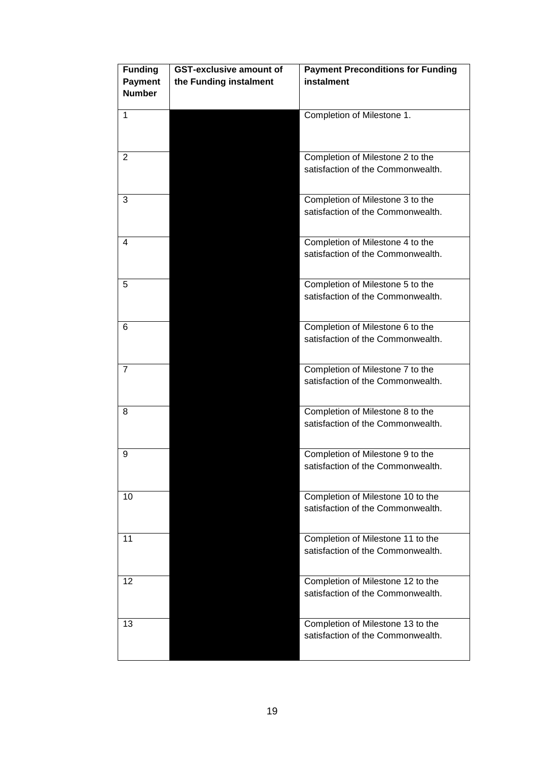| Funding Payment Number | GST-exclusive amount of the Funding instalment | Payment Preconditions for Funding instalment |
|---|---|---|
| 1 | | Completion of Milestone 1. |
| 2 | | Completion of Milestone 2 to the satisfaction of the Commonwealth. |
| 3 | | Completion of Milestone 3 to the satisfaction of the Commonwealth. |
| 4 | | Completion of Milestone 4 to the satisfaction of the Commonwealth. |
| 5 | | Completion of Milestone 5 to the satisfaction of the Commonwealth. |
| 6 | | Completion of Milestone 6 to the satisfaction of the Commonwealth. |
| 7 | | Completion of Milestone 7 to the satisfaction of the Commonwealth. |
| 8 | | Completion of Milestone 8 to the satisfaction of the Commonwealth. |
| 9 | | Completion of Milestone 9 to the satisfaction of the Commonwealth. |
| 10 | | Completion of Milestone 10 to the satisfaction of the Commonwealth. |
| 11 | | Completion of Milestone 11 to the satisfaction of the Commonwealth. |
| 12 | | Completion of Milestone 12 to the satisfaction of the Commonwealth. |
| 13 | | Completion of Milestone 13 to the satisfaction of the Commonwealth. |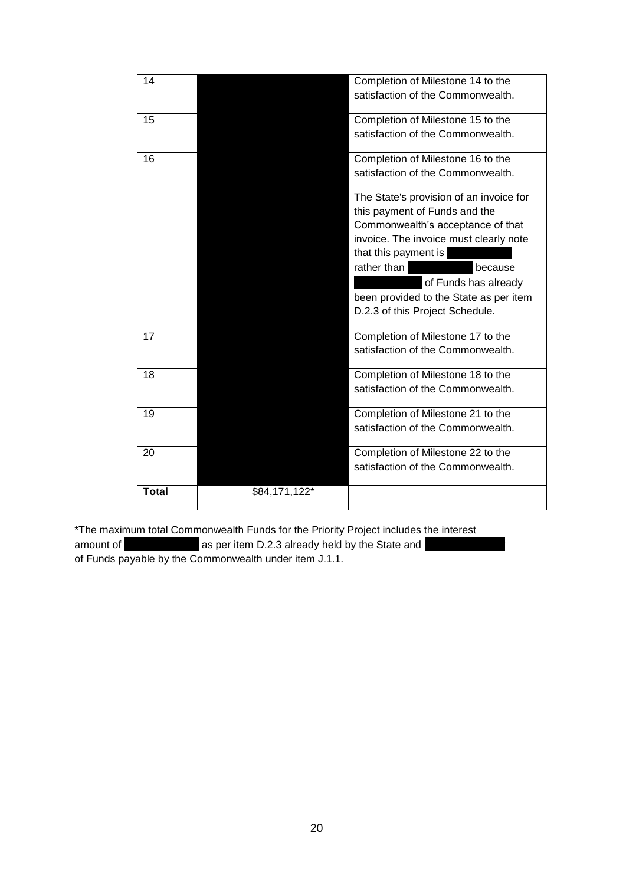| | | |
|---|---|---|
| 14 | | Completion of Milestone 14 to the satisfaction of the Commonwealth. |
| 15 | | Completion of Milestone 15 to the satisfaction of the Commonwealth. |
| 16 | | Completion of Milestone 16 to the satisfaction of the Commonwealth.<br><br>The State's provision of an invoice for this payment of Funds and the Commonwealth's acceptance of that invoice. The invoice must clearly note that this payment is rather than because of Funds has already been provided to the State as per item D.2.3 of this Project Schedule. |
| 17 | | Completion of Milestone 17 to the satisfaction of the Commonwealth. |
| 18 | | Completion of Milestone 18 to the satisfaction of the Commonwealth. |
| 19 | | Completion of Milestone 21 to the satisfaction of the Commonwealth. |
| 20 | | Completion of Milestone 22 to the satisfaction of the Commonwealth. |
| **Total** | $84,171,122* | |

*The maximum total Commonwealth Funds for the Priority Project includes the interest amount of as per item D.2.3 already held by the State and of Funds payable by the Commonwealth under item J.1.1.